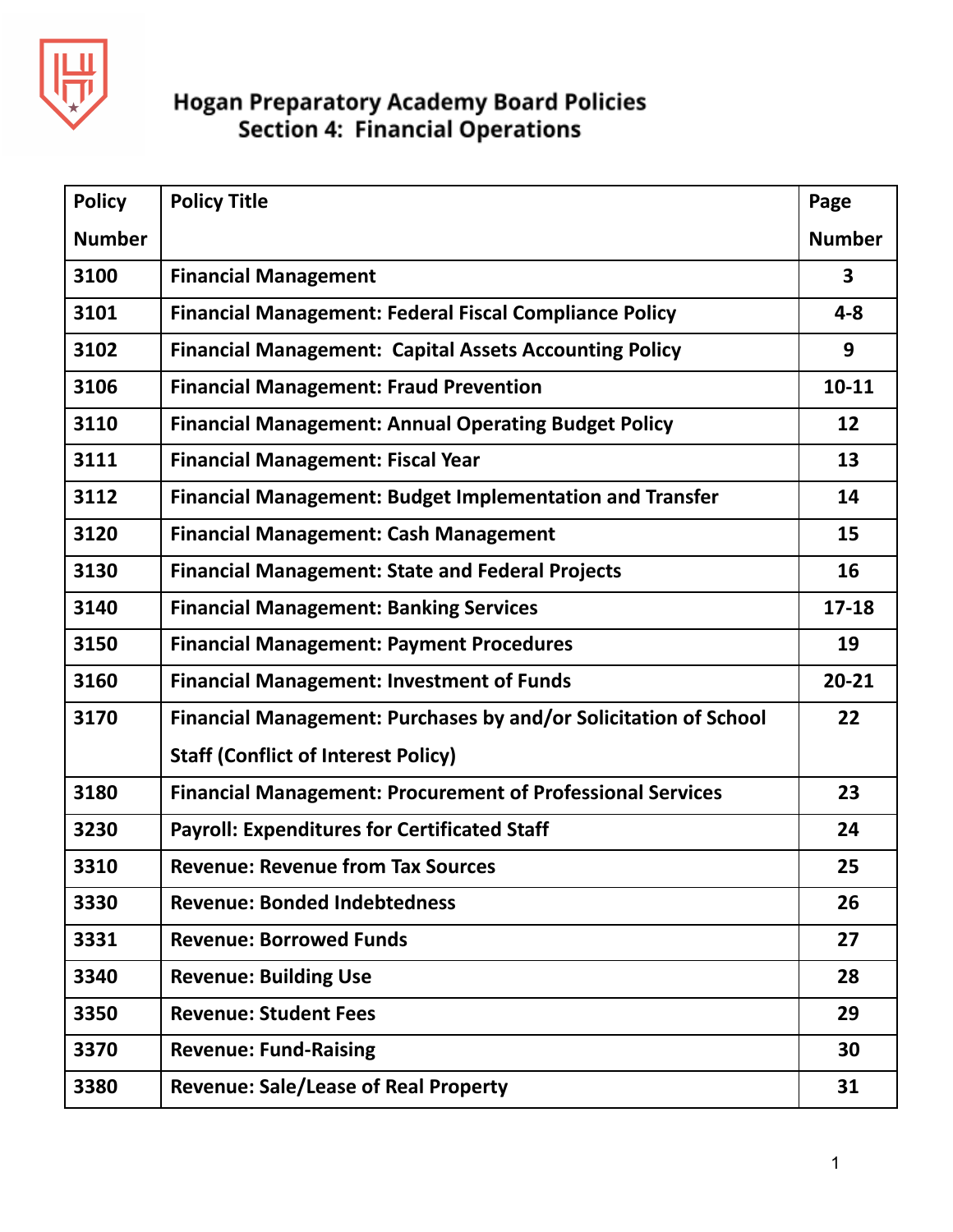# Hogan Preparatory Academy Board Policies
## Section 4: Financial Operations

| Policy Number | Policy Title | Page Number |
|---|---|---|
| 3100 | Financial Management | 3 |
| 3101 | Financial Management: Federal Fiscal Compliance Policy | 4-8 |
| 3102 | Financial Management: Capital Assets Accounting Policy | 9 |
| 3106 | Financial Management: Fraud Prevention | 10-11 |
| 3110 | Financial Management: Annual Operating Budget Policy | 12 |
| 3111 | Financial Management: Fiscal Year | 13 |
| 3112 | Financial Management: Budget Implementation and Transfer | 14 |
| 3120 | Financial Management: Cash Management | 15 |
| 3130 | Financial Management: State and Federal Projects | 16 |
| 3140 | Financial Management: Banking Services | 17-18 |
| 3150 | Financial Management: Payment Procedures | 19 |
| 3160 | Financial Management: Investment of Funds | 20-21 |
| 3170 | Financial Management: Purchases by and/or Solicitation of School Staff (Conflict of Interest Policy) | 22 |
| 3180 | Financial Management: Procurement of Professional Services | 23 |
| 3230 | Payroll: Expenditures for Certificated Staff | 24 |
| 3310 | Revenue: Revenue from Tax Sources | 25 |
| 3330 | Revenue: Bonded Indebtedness | 26 |
| 3331 | Revenue: Borrowed Funds | 27 |
| 3340 | Revenue: Building Use | 28 |
| 3350 | Revenue: Student Fees | 29 |
| 3370 | Revenue: Fund-Raising | 30 |
| 3380 | Revenue: Sale/Lease of Real Property | 31 |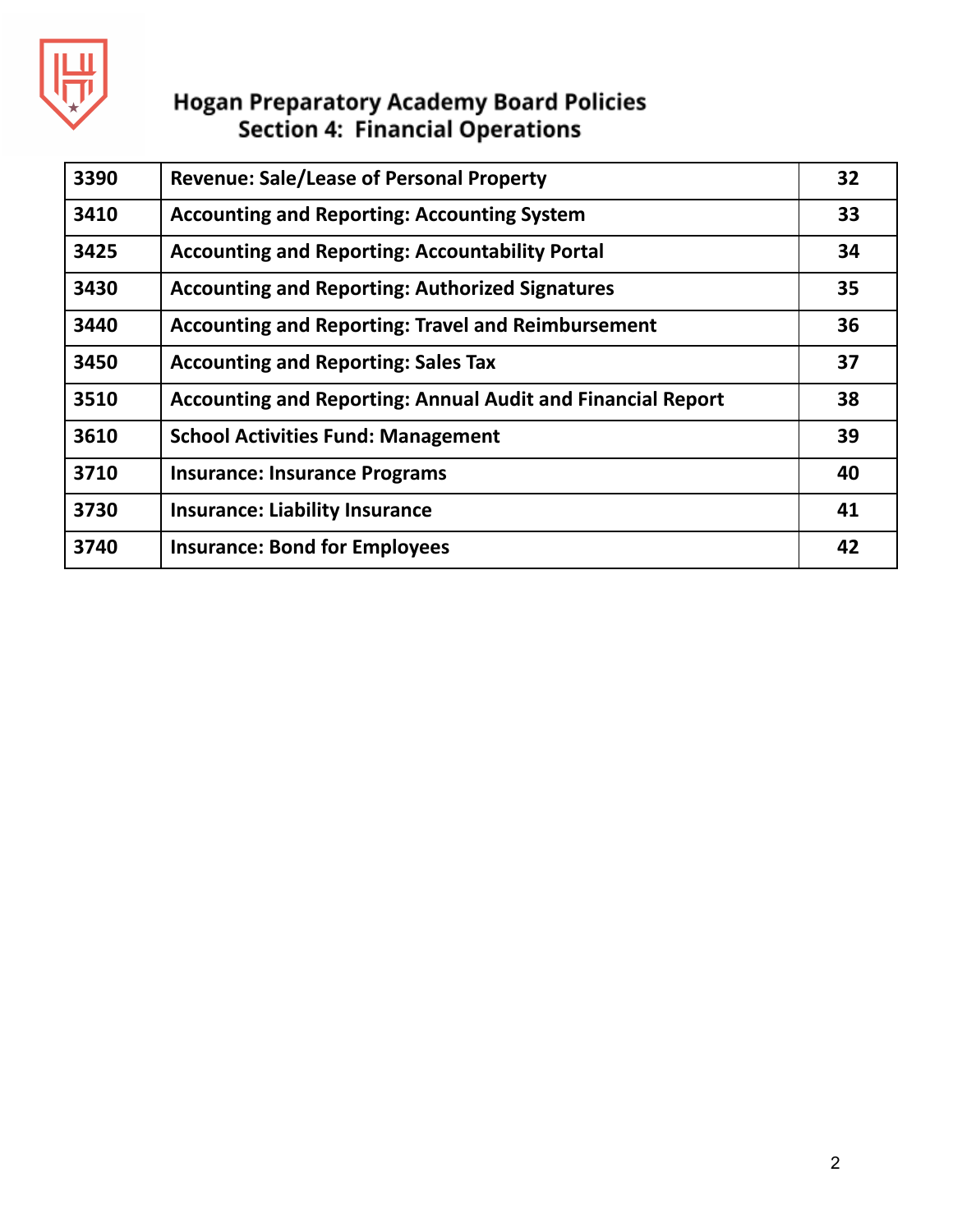# Hogan Preparatory Academy Board Policies
## Section 4: Financial Operations

| | | |
|---|---|---|
| 3390 | Revenue: Sale/Lease of Personal Property | 32 |
| 3410 | Accounting and Reporting: Accounting System | 33 |
| 3425 | Accounting and Reporting: Accountability Portal | 34 |
| 3430 | Accounting and Reporting: Authorized Signatures | 35 |
| 3440 | Accounting and Reporting: Travel and Reimbursement | 36 |
| 3450 | Accounting and Reporting: Sales Tax | 37 |
| 3510 | Accounting and Reporting: Annual Audit and Financial Report | 38 |
| 3610 | School Activities Fund: Management | 39 |
| 3710 | Insurance: Insurance Programs | 40 |
| 3730 | Insurance: Liability Insurance | 41 |
| 3740 | Insurance: Bond for Employees | 42 |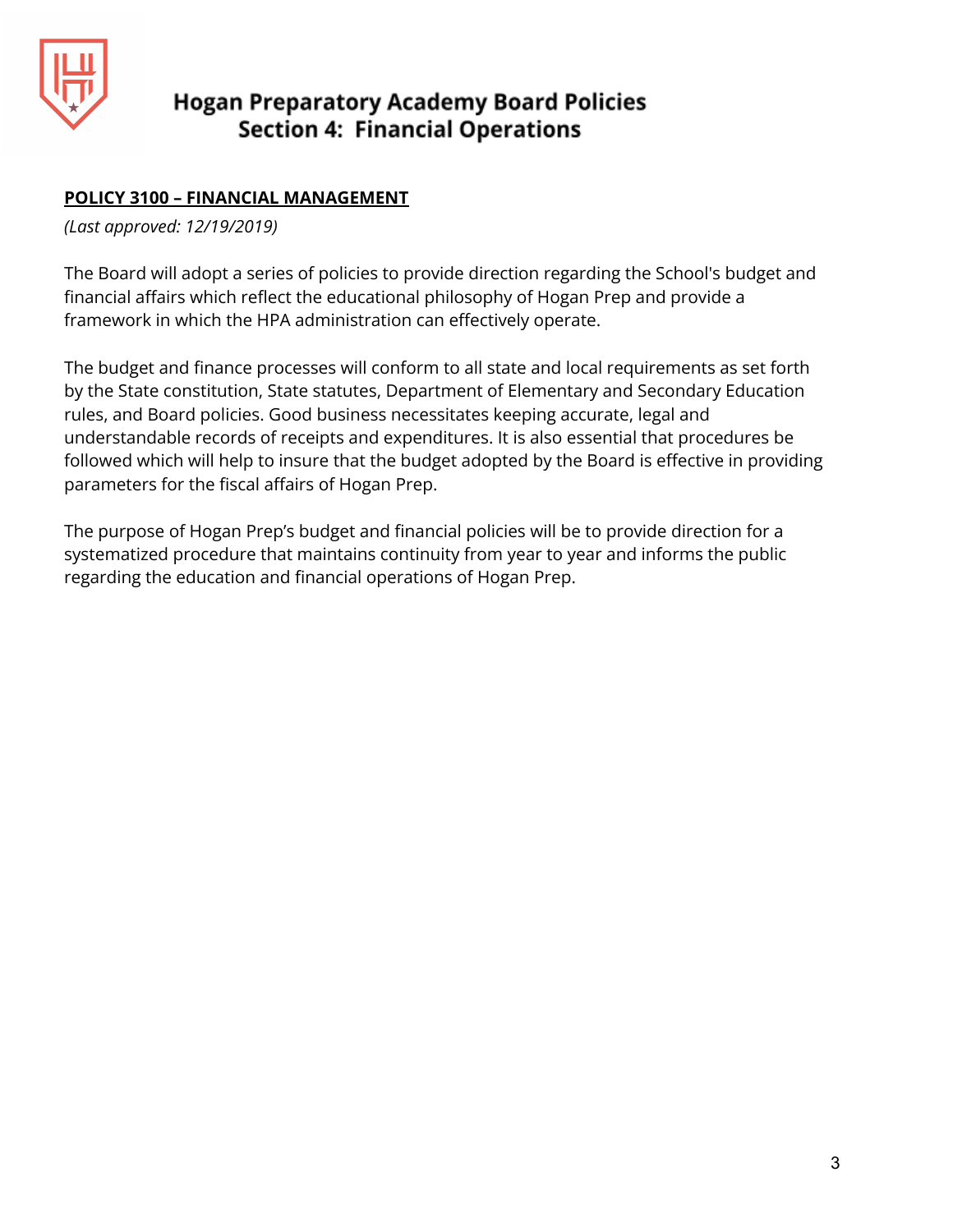# Hogan Preparatory Academy Board Policies
## Section 4: Financial Operations

**POLICY 3100 – FINANCIAL MANAGEMENT**

*(Last approved: 12/19/2019)*

The Board will adopt a series of policies to provide direction regarding the School's budget and financial affairs which reflect the educational philosophy of Hogan Prep and provide a framework in which the HPA administration can effectively operate.

The budget and finance processes will conform to all state and local requirements as set forth by the State constitution, State statutes, Department of Elementary and Secondary Education rules, and Board policies. Good business necessitates keeping accurate, legal and understandable records of receipts and expenditures. It is also essential that procedures be followed which will help to insure that the budget adopted by the Board is effective in providing parameters for the fiscal affairs of Hogan Prep.

The purpose of Hogan Prep's budget and financial policies will be to provide direction for a systematized procedure that maintains continuity from year to year and informs the public regarding the education and financial operations of Hogan Prep.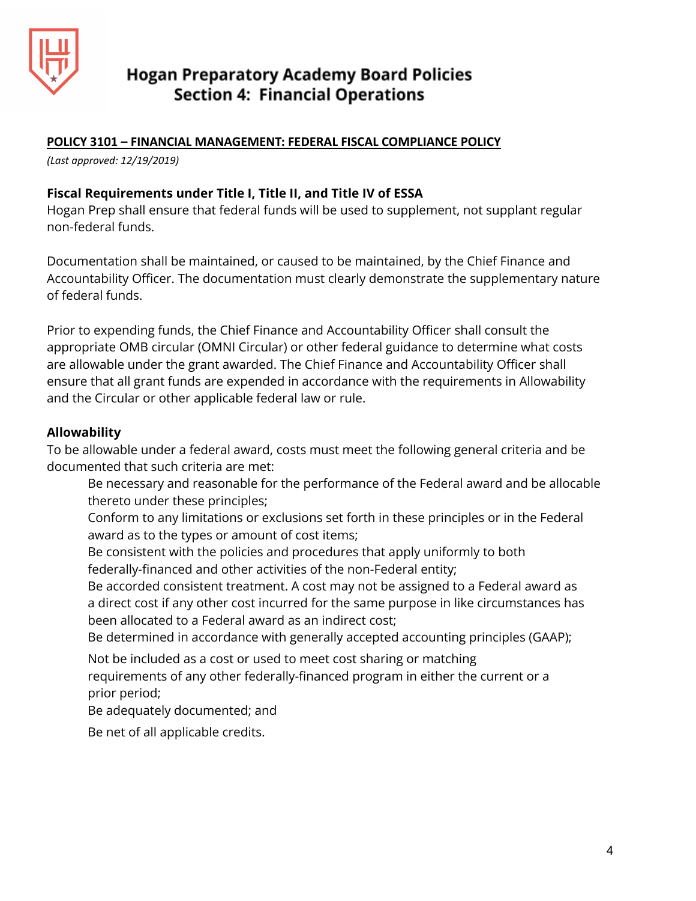**POLICY 3101 – FINANCIAL MANAGEMENT: FEDERAL FISCAL COMPLIANCE POLICY**

*(Last approved: 12/19/2019)*

### Fiscal Requirements under Title I, Title II, and Title IV of ESSA

Hogan Prep shall ensure that federal funds will be used to supplement, not supplant regular non-federal funds.

Documentation shall be maintained, or caused to be maintained, by the Chief Finance and Accountability Officer. The documentation must clearly demonstrate the supplementary nature of federal funds.

Prior to expending funds, the Chief Finance and Accountability Officer shall consult the appropriate OMB circular (OMNI Circular) or other federal guidance to determine what costs are allowable under the grant awarded. The Chief Finance and Accountability Officer shall ensure that all grant funds are expended in accordance with the requirements in Allowability and the Circular or other applicable federal law or rule.

### Allowability

To be allowable under a federal award, costs must meet the following general criteria and be documented that such criteria are met:

- Be necessary and reasonable for the performance of the Federal award and be allocable thereto under these principles;
- Conform to any limitations or exclusions set forth in these principles or in the Federal award as to the types or amount of cost items;
- Be consistent with the policies and procedures that apply uniformly to both federally-financed and other activities of the non-Federal entity;
- Be accorded consistent treatment. A cost may not be assigned to a Federal award as a direct cost if any other cost incurred for the same purpose in like circumstances has been allocated to a Federal award as an indirect cost;
- Be determined in accordance with generally accepted accounting principles (GAAP);
- Not be included as a cost or used to meet cost sharing or matching requirements of any other federally-financed program in either the current or a prior period;
- Be adequately documented; and
- Be net of all applicable credits.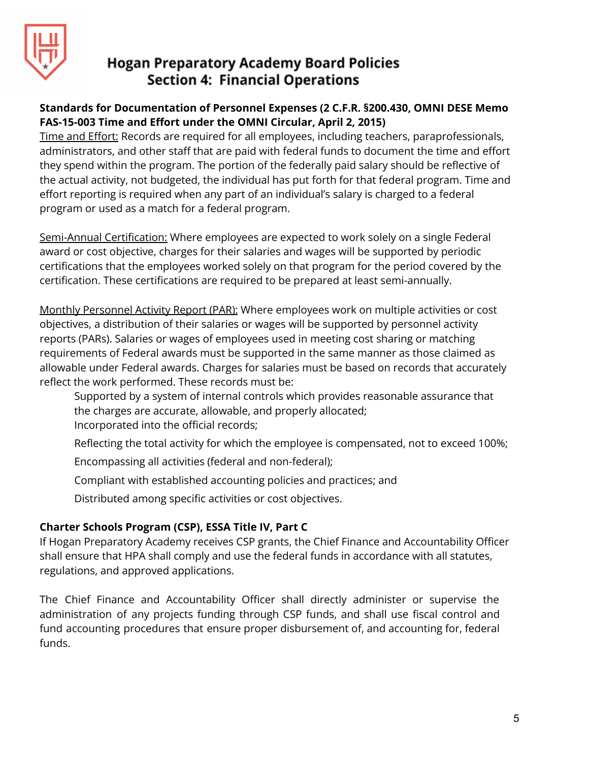**Standards for Documentation of Personnel Expenses (2 C.F.R. §200.430, OMNI DESE Memo FAS-15-003 Time and Effort under the OMNI Circular, April 2, 2015)**

Time and Effort: Records are required for all employees, including teachers, paraprofessionals, administrators, and other staff that are paid with federal funds to document the time and effort they spend within the program. The portion of the federally paid salary should be reflective of the actual activity, not budgeted, the individual has put forth for that federal program. Time and effort reporting is required when any part of an individual's salary is charged to a federal program or used as a match for a federal program.

Semi-Annual Certification: Where employees are expected to work solely on a single Federal award or cost objective, charges for their salaries and wages will be supported by periodic certifications that the employees worked solely on that program for the period covered by the certification. These certifications are required to be prepared at least semi-annually.

Monthly Personnel Activity Report (PAR): Where employees work on multiple activities or cost objectives, a distribution of their salaries or wages will be supported by personnel activity reports (PARs). Salaries or wages of employees used in meeting cost sharing or matching requirements of Federal awards must be supported in the same manner as those claimed as allowable under Federal awards. Charges for salaries must be based on records that accurately reflect the work performed. These records must be:

- Supported by a system of internal controls which provides reasonable assurance that the charges are accurate, allowable, and properly allocated;
- Incorporated into the official records;
- Reflecting the total activity for which the employee is compensated, not to exceed 100%;
- Encompassing all activities (federal and non-federal);
- Compliant with established accounting policies and practices; and
- Distributed among specific activities or cost objectives.

**Charter Schools Program (CSP), ESSA Title IV, Part C**

If Hogan Preparatory Academy receives CSP grants, the Chief Finance and Accountability Officer shall ensure that HPA shall comply and use the federal funds in accordance with all statutes, regulations, and approved applications.

The Chief Finance and Accountability Officer shall directly administer or supervise the administration of any projects funding through CSP funds, and shall use fiscal control and fund accounting procedures that ensure proper disbursement of, and accounting for, federal funds.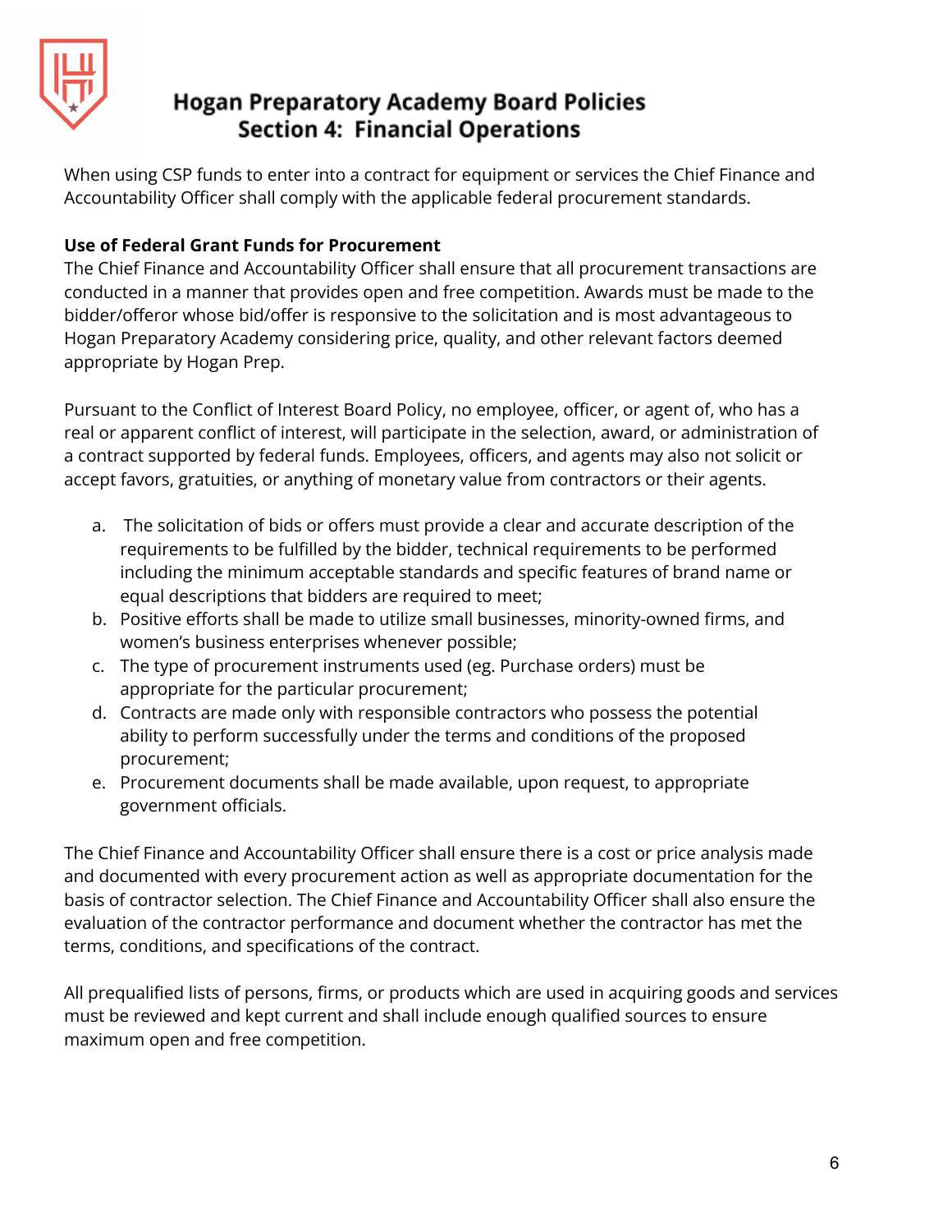When using CSP funds to enter into a contract for equipment or services the Chief Finance and Accountability Officer shall comply with the applicable federal procurement standards.

**Use of Federal Grant Funds for Procurement**
The Chief Finance and Accountability Officer shall ensure that all procurement transactions are conducted in a manner that provides open and free competition. Awards must be made to the bidder/offeror whose bid/offer is responsive to the solicitation and is most advantageous to Hogan Preparatory Academy considering price, quality, and other relevant factors deemed appropriate by Hogan Prep.

Pursuant to the Conflict of Interest Board Policy, no employee, officer, or agent of, who has a real or apparent conflict of interest, will participate in the selection, award, or administration of a contract supported by federal funds. Employees, officers, and agents may also not solicit or accept favors, gratuities, or anything of monetary value from contractors or their agents.

a. The solicitation of bids or offers must provide a clear and accurate description of the requirements to be fulfilled by the bidder, technical requirements to be performed including the minimum acceptable standards and specific features of brand name or equal descriptions that bidders are required to meet;
b. Positive efforts shall be made to utilize small businesses, minority-owned firms, and women's business enterprises whenever possible;
c. The type of procurement instruments used (eg. Purchase orders) must be appropriate for the particular procurement;
d. Contracts are made only with responsible contractors who possess the potential ability to perform successfully under the terms and conditions of the proposed procurement;
e. Procurement documents shall be made available, upon request, to appropriate government officials.

The Chief Finance and Accountability Officer shall ensure there is a cost or price analysis made and documented with every procurement action as well as appropriate documentation for the basis of contractor selection. The Chief Finance and Accountability Officer shall also ensure the evaluation of the contractor performance and document whether the contractor has met the terms, conditions, and specifications of the contract.

All prequalified lists of persons, firms, or products which are used in acquiring goods and services must be reviewed and kept current and shall include enough qualified sources to ensure maximum open and free competition.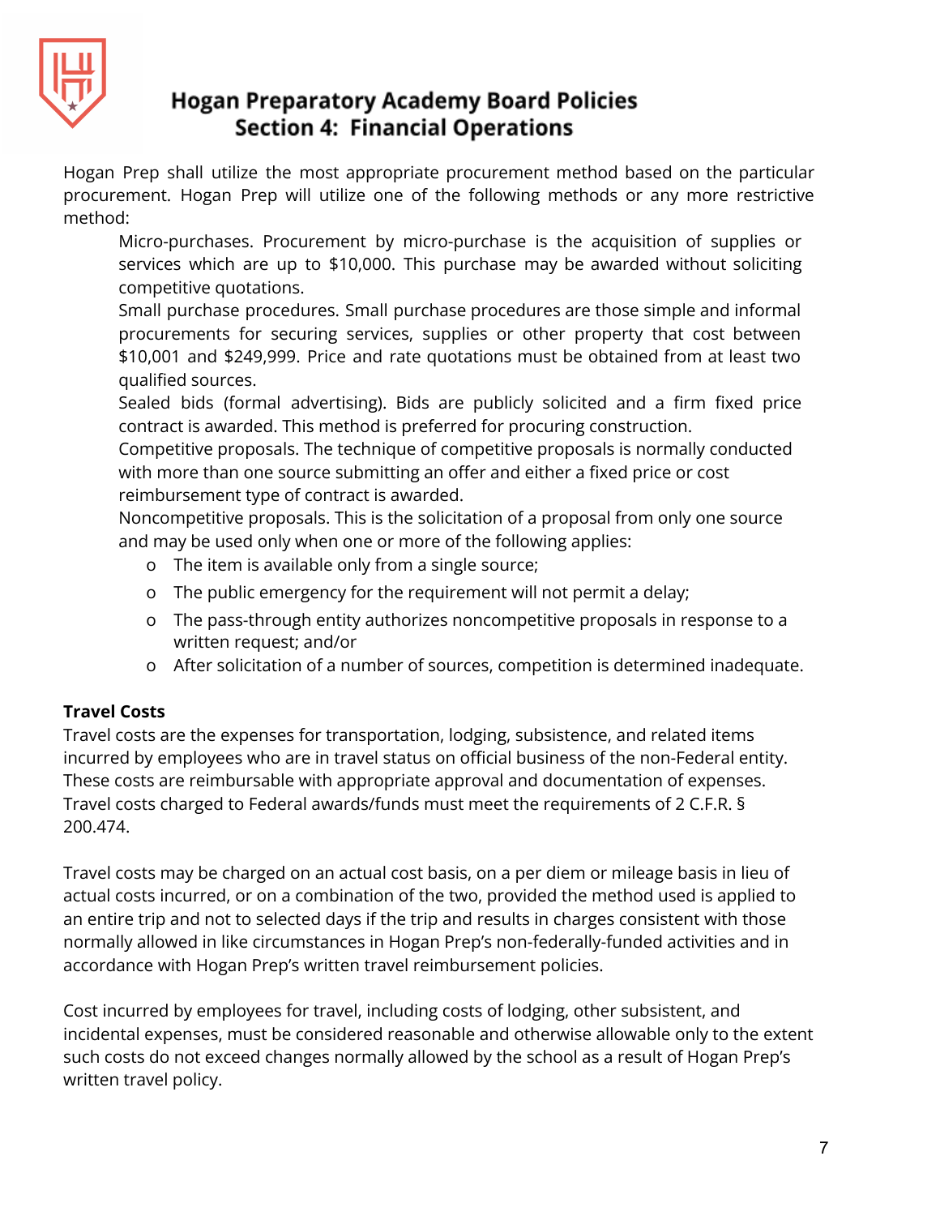Hogan Prep shall utilize the most appropriate procurement method based on the particular procurement. Hogan Prep will utilize one of the following methods or any more restrictive method:

Micro-purchases. Procurement by micro-purchase is the acquisition of supplies or services which are up to $10,000. This purchase may be awarded without soliciting competitive quotations.

Small purchase procedures. Small purchase procedures are those simple and informal procurements for securing services, supplies or other property that cost between $10,001 and $249,999. Price and rate quotations must be obtained from at least two qualified sources.

Sealed bids (formal advertising). Bids are publicly solicited and a firm fixed price contract is awarded. This method is preferred for procuring construction.

Competitive proposals. The technique of competitive proposals is normally conducted with more than one source submitting an offer and either a fixed price or cost reimbursement type of contract is awarded.

Noncompetitive proposals. This is the solicitation of a proposal from only one source and may be used only when one or more of the following applies:

- The item is available only from a single source;
- The public emergency for the requirement will not permit a delay;
- The pass-through entity authorizes noncompetitive proposals in response to a written request; and/or
- After solicitation of a number of sources, competition is determined inadequate.

**Travel Costs**

Travel costs are the expenses for transportation, lodging, subsistence, and related items incurred by employees who are in travel status on official business of the non-Federal entity. These costs are reimbursable with appropriate approval and documentation of expenses. Travel costs charged to Federal awards/funds must meet the requirements of 2 C.F.R. § 200.474.

Travel costs may be charged on an actual cost basis, on a per diem or mileage basis in lieu of actual costs incurred, or on a combination of the two, provided the method used is applied to an entire trip and not to selected days if the trip and results in charges consistent with those normally allowed in like circumstances in Hogan Prep's non-federally-funded activities and in accordance with Hogan Prep's written travel reimbursement policies.

Cost incurred by employees for travel, including costs of lodging, other subsistent, and incidental expenses, must be considered reasonable and otherwise allowable only to the extent such costs do not exceed changes normally allowed by the school as a result of Hogan Prep's written travel policy.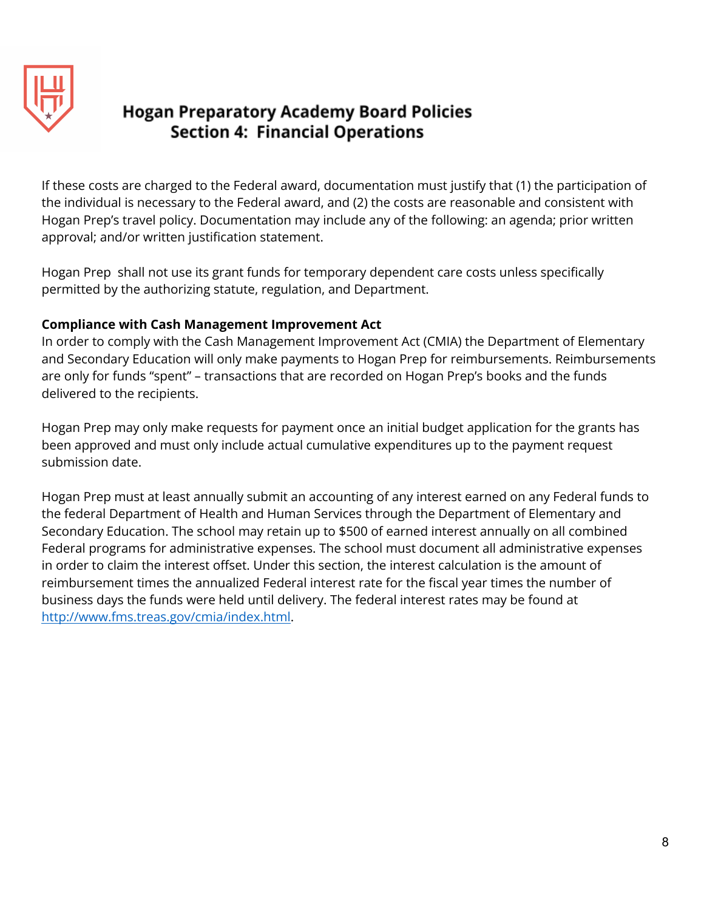If these costs are charged to the Federal award, documentation must justify that (1) the participation of the individual is necessary to the Federal award, and (2) the costs are reasonable and consistent with Hogan Prep's travel policy. Documentation may include any of the following: an agenda; prior written approval; and/or written justification statement.

Hogan Prep shall not use its grant funds for temporary dependent care costs unless specifically permitted by the authorizing statute, regulation, and Department.

**Compliance with Cash Management Improvement Act**

In order to comply with the Cash Management Improvement Act (CMIA) the Department of Elementary and Secondary Education will only make payments to Hogan Prep for reimbursements. Reimbursements are only for funds "spent" – transactions that are recorded on Hogan Prep's books and the funds delivered to the recipients.

Hogan Prep may only make requests for payment once an initial budget application for the grants has been approved and must only include actual cumulative expenditures up to the payment request submission date.

Hogan Prep must at least annually submit an accounting of any interest earned on any Federal funds to the federal Department of Health and Human Services through the Department of Elementary and Secondary Education. The school may retain up to $500 of earned interest annually on all combined Federal programs for administrative expenses. The school must document all administrative expenses in order to claim the interest offset. Under this section, the interest calculation is the amount of reimbursement times the annualized Federal interest rate for the fiscal year times the number of business days the funds were held until delivery. The federal interest rates may be found at [http://www.fms.treas.gov/cmia/index.html](http://www.fms.treas.gov/cmia/index.html).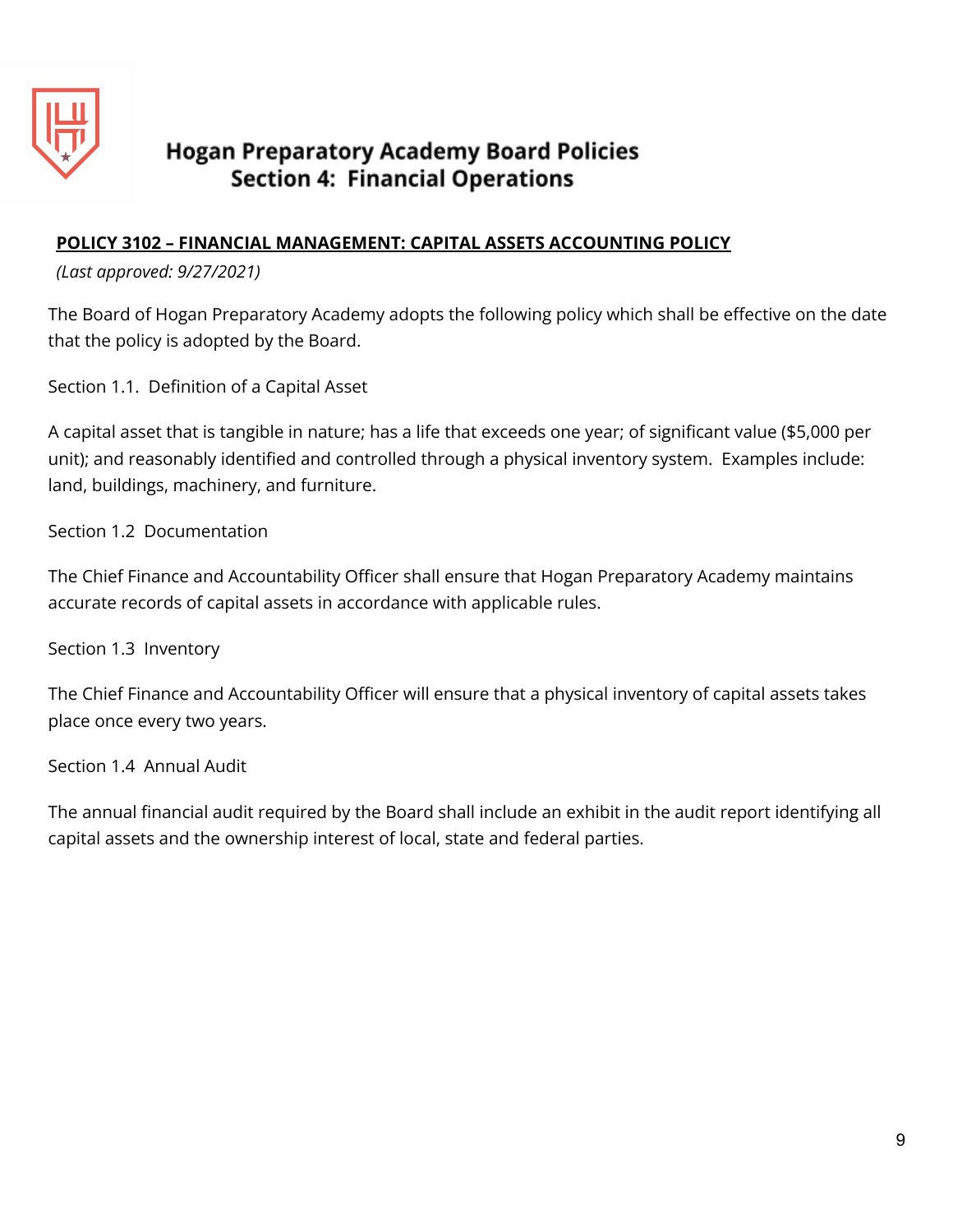# Hogan Preparatory Academy Board Policies
## Section 4: Financial Operations

**POLICY 3102 – FINANCIAL MANAGEMENT: CAPITAL ASSETS ACCOUNTING POLICY**

*(Last approved: 9/27/2021)*

The Board of Hogan Preparatory Academy adopts the following policy which shall be effective on the date that the policy is adopted by the Board.

Section 1.1. Definition of a Capital Asset

A capital asset that is tangible in nature; has a life that exceeds one year; of significant value ($5,000 per unit); and reasonably identified and controlled through a physical inventory system. Examples include: land, buildings, machinery, and furniture.

Section 1.2 Documentation

The Chief Finance and Accountability Officer shall ensure that Hogan Preparatory Academy maintains accurate records of capital assets in accordance with applicable rules.

Section 1.3 Inventory

The Chief Finance and Accountability Officer will ensure that a physical inventory of capital assets takes place once every two years.

Section 1.4 Annual Audit

The annual financial audit required by the Board shall include an exhibit in the audit report identifying all capital assets and the ownership interest of local, state and federal parties.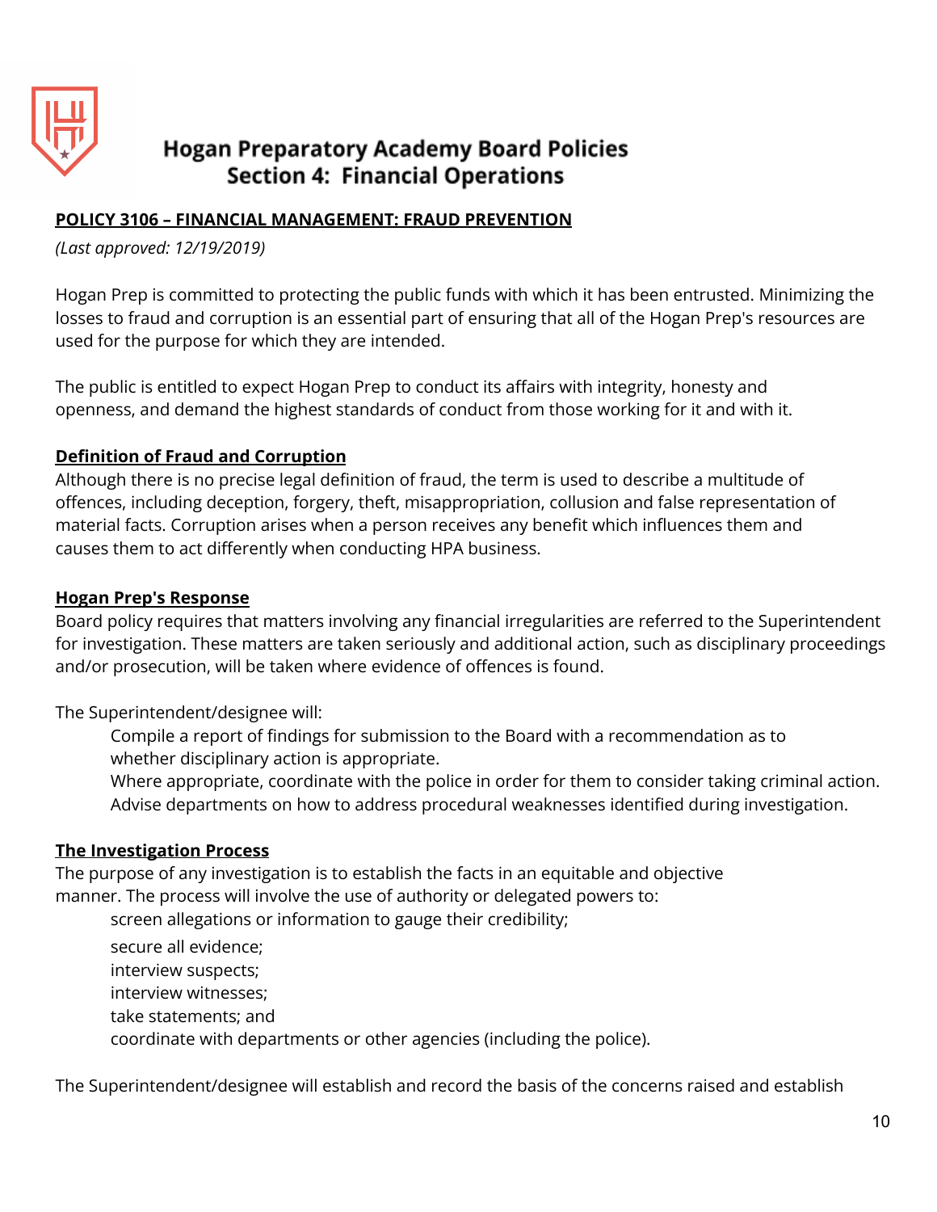# Hogan Preparatory Academy Board Policies
## Section 4: Financial Operations

**POLICY 3106 – FINANCIAL MANAGEMENT: FRAUD PREVENTION**

*(Last approved: 12/19/2019)*

Hogan Prep is committed to protecting the public funds with which it has been entrusted. Minimizing the losses to fraud and corruption is an essential part of ensuring that all of the Hogan Prep's resources are used for the purpose for which they are intended.

The public is entitled to expect Hogan Prep to conduct its affairs with integrity, honesty and openness, and demand the highest standards of conduct from those working for it and with it.

**Definition of Fraud and Corruption**

Although there is no precise legal definition of fraud, the term is used to describe a multitude of offences, including deception, forgery, theft, misappropriation, collusion and false representation of material facts. Corruption arises when a person receives any benefit which influences them and causes them to act differently when conducting HPA business.

**Hogan Prep's Response**

Board policy requires that matters involving any financial irregularities are referred to the Superintendent for investigation. These matters are taken seriously and additional action, such as disciplinary proceedings and/or prosecution, will be taken where evidence of offences is found.

The Superintendent/designee will:

- Compile a report of findings for submission to the Board with a recommendation as to whether disciplinary action is appropriate.
- Where appropriate, coordinate with the police in order for them to consider taking criminal action.
- Advise departments on how to address procedural weaknesses identified during investigation.

**The Investigation Process**

The purpose of any investigation is to establish the facts in an equitable and objective manner. The process will involve the use of authority or delegated powers to:

- screen allegations or information to gauge their credibility;
- secure all evidence;
- interview suspects;
- interview witnesses;
- take statements; and
- coordinate with departments or other agencies (including the police).

The Superintendent/designee will establish and record the basis of the concerns raised and establish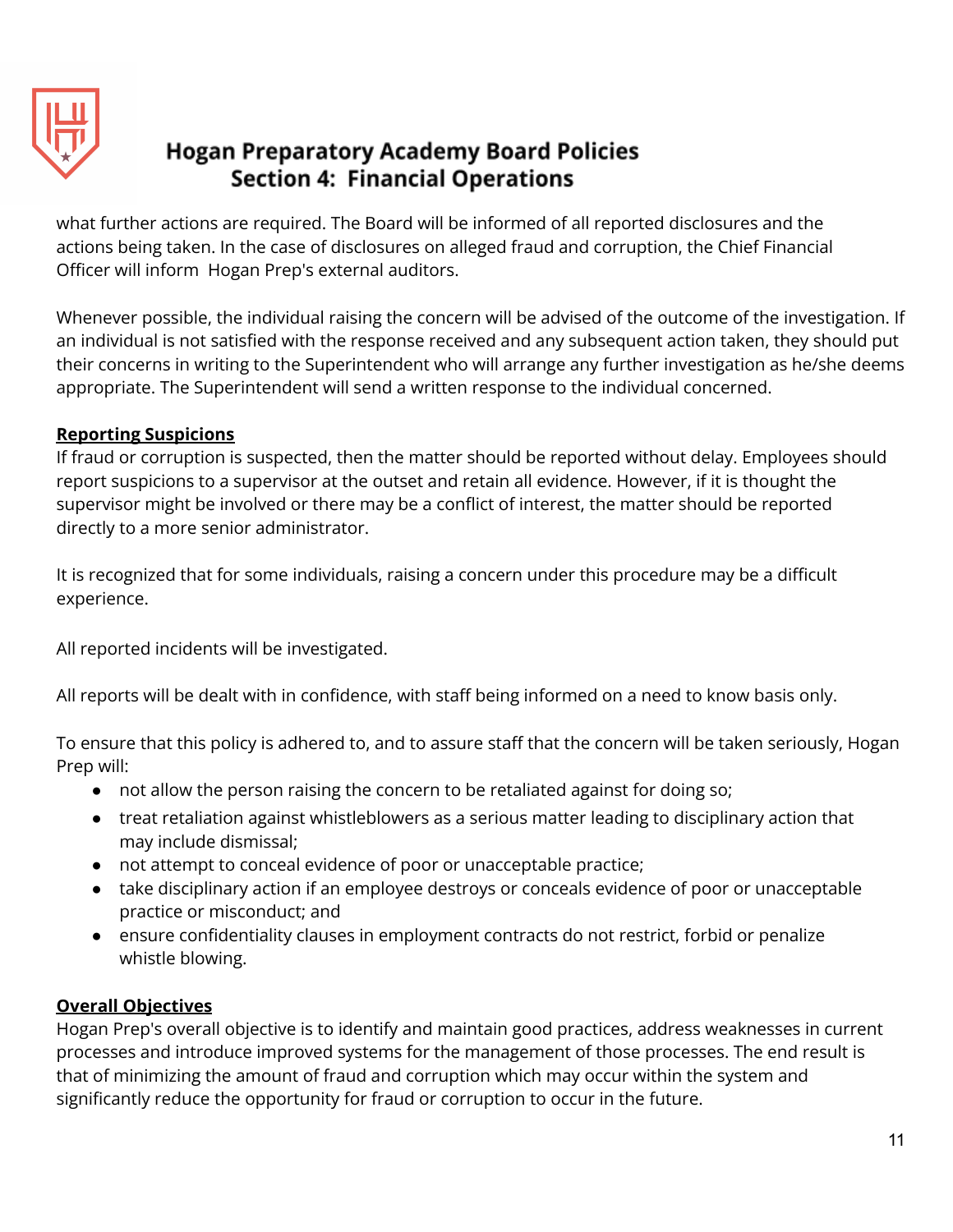what further actions are required. The Board will be informed of all reported disclosures and the actions being taken. In the case of disclosures on alleged fraud and corruption, the Chief Financial Officer will inform Hogan Prep's external auditors.

Whenever possible, the individual raising the concern will be advised of the outcome of the investigation. If an individual is not satisfied with the response received and any subsequent action taken, they should put their concerns in writing to the Superintendent who will arrange any further investigation as he/she deems appropriate. The Superintendent will send a written response to the individual concerned.

**Reporting Suspicions**

If fraud or corruption is suspected, then the matter should be reported without delay. Employees should report suspicions to a supervisor at the outset and retain all evidence. However, if it is thought the supervisor might be involved or there may be a conflict of interest, the matter should be reported directly to a more senior administrator.

It is recognized that for some individuals, raising a concern under this procedure may be a difficult experience.

All reported incidents will be investigated.

All reports will be dealt with in confidence, with staff being informed on a need to know basis only.

To ensure that this policy is adhered to, and to assure staff that the concern will be taken seriously, Hogan Prep will:

- not allow the person raising the concern to be retaliated against for doing so;
- treat retaliation against whistleblowers as a serious matter leading to disciplinary action that may include dismissal;
- not attempt to conceal evidence of poor or unacceptable practice;
- take disciplinary action if an employee destroys or conceals evidence of poor or unacceptable practice or misconduct; and
- ensure confidentiality clauses in employment contracts do not restrict, forbid or penalize whistle blowing.

**Overall Objectives**

Hogan Prep's overall objective is to identify and maintain good practices, address weaknesses in current processes and introduce improved systems for the management of those processes. The end result is that of minimizing the amount of fraud and corruption which may occur within the system and significantly reduce the opportunity for fraud or corruption to occur in the future.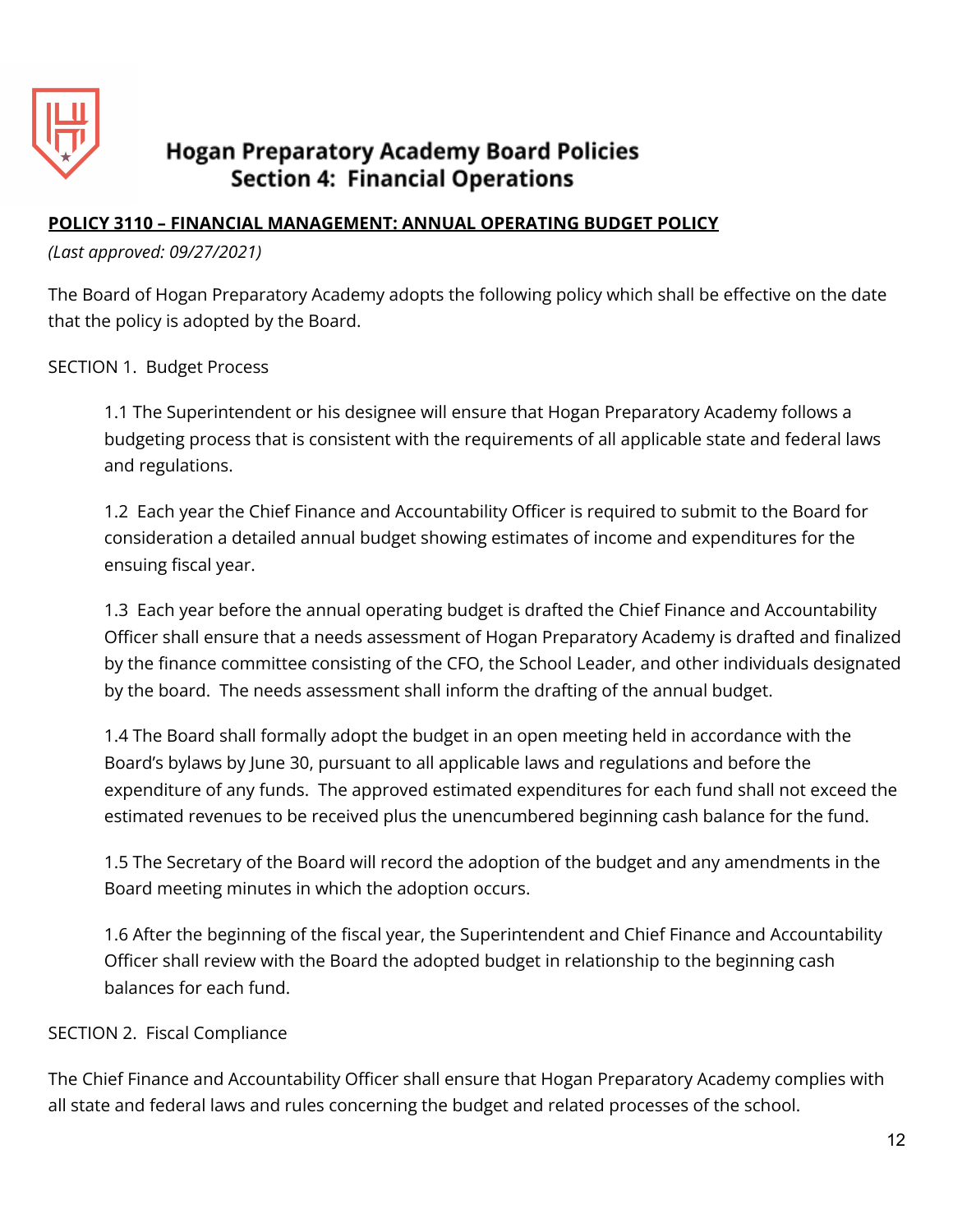# Hogan Preparatory Academy Board Policies
## Section 4: Financial Operations

**POLICY 3110 – FINANCIAL MANAGEMENT: ANNUAL OPERATING BUDGET POLICY**

*(Last approved: 09/27/2021)*

The Board of Hogan Preparatory Academy adopts the following policy which shall be effective on the date that the policy is adopted by the Board.

SECTION 1. Budget Process

> 1.1 The Superintendent or his designee will ensure that Hogan Preparatory Academy follows a budgeting process that is consistent with the requirements of all applicable state and federal laws and regulations.
>
> 1.2 Each year the Chief Finance and Accountability Officer is required to submit to the Board for consideration a detailed annual budget showing estimates of income and expenditures for the ensuing fiscal year.
>
> 1.3 Each year before the annual operating budget is drafted the Chief Finance and Accountability Officer shall ensure that a needs assessment of Hogan Preparatory Academy is drafted and finalized by the finance committee consisting of the CFO, the School Leader, and other individuals designated by the board. The needs assessment shall inform the drafting of the annual budget.
>
> 1.4 The Board shall formally adopt the budget in an open meeting held in accordance with the Board's bylaws by June 30, pursuant to all applicable laws and regulations and before the expenditure of any funds. The approved estimated expenditures for each fund shall not exceed the estimated revenues to be received plus the unencumbered beginning cash balance for the fund.
>
> 1.5 The Secretary of the Board will record the adoption of the budget and any amendments in the Board meeting minutes in which the adoption occurs.
>
> 1.6 After the beginning of the fiscal year, the Superintendent and Chief Finance and Accountability Officer shall review with the Board the adopted budget in relationship to the beginning cash balances for each fund.

SECTION 2. Fiscal Compliance

The Chief Finance and Accountability Officer shall ensure that Hogan Preparatory Academy complies with all state and federal laws and rules concerning the budget and related processes of the school.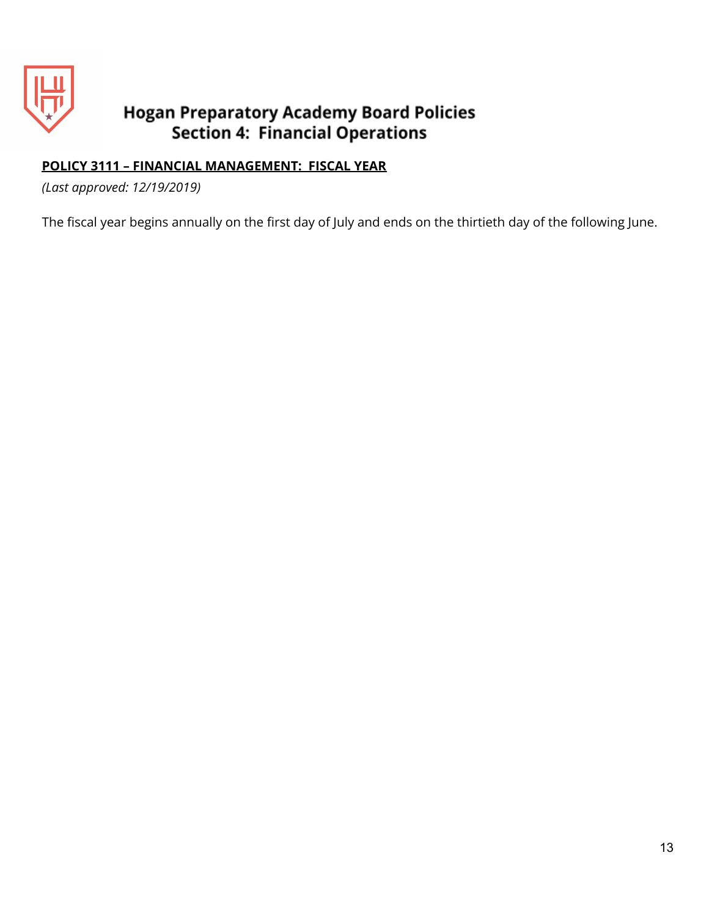# Hogan Preparatory Academy Board Policies
## Section 4: Financial Operations

**POLICY 3111 – FINANCIAL MANAGEMENT: FISCAL YEAR**

*(Last approved: 12/19/2019)*

The fiscal year begins annually on the first day of July and ends on the thirtieth day of the following June.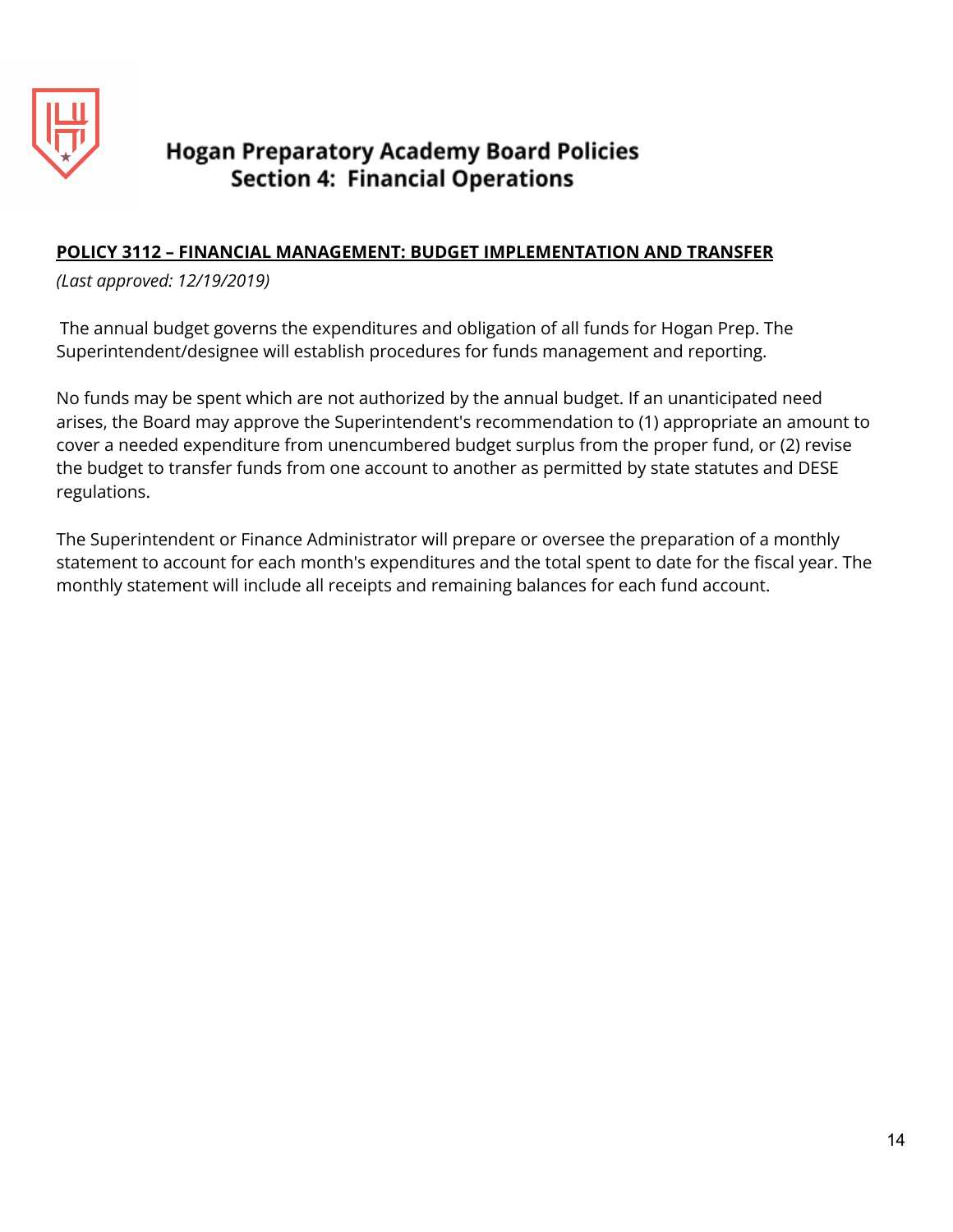# Hogan Preparatory Academy Board Policies
## Section 4: Financial Operations

**POLICY 3112 – FINANCIAL MANAGEMENT: BUDGET IMPLEMENTATION AND TRANSFER**

*(Last approved: 12/19/2019)*

The annual budget governs the expenditures and obligation of all funds for Hogan Prep. The Superintendent/designee will establish procedures for funds management and reporting.

No funds may be spent which are not authorized by the annual budget. If an unanticipated need arises, the Board may approve the Superintendent's recommendation to (1) appropriate an amount to cover a needed expenditure from unencumbered budget surplus from the proper fund, or (2) revise the budget to transfer funds from one account to another as permitted by state statutes and DESE regulations.

The Superintendent or Finance Administrator will prepare or oversee the preparation of a monthly statement to account for each month's expenditures and the total spent to date for the fiscal year. The monthly statement will include all receipts and remaining balances for each fund account.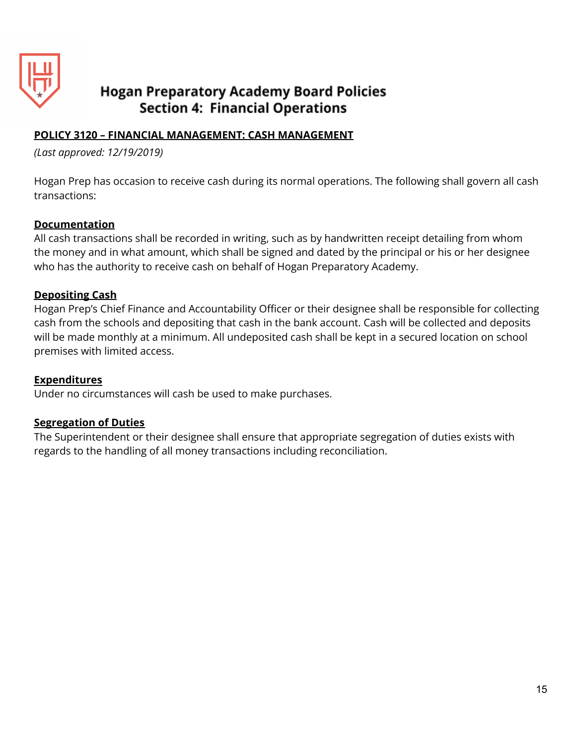# Hogan Preparatory Academy Board Policies
## Section 4: Financial Operations

**POLICY 3120 – FINANCIAL MANAGEMENT: CASH MANAGEMENT**

*(Last approved: 12/19/2019)*

Hogan Prep has occasion to receive cash during its normal operations. The following shall govern all cash transactions:

**Documentation**

All cash transactions shall be recorded in writing, such as by handwritten receipt detailing from whom the money and in what amount, which shall be signed and dated by the principal or his or her designee who has the authority to receive cash on behalf of Hogan Preparatory Academy.

**Depositing Cash**

Hogan Prep's Chief Finance and Accountability Officer or their designee shall be responsible for collecting cash from the schools and depositing that cash in the bank account. Cash will be collected and deposits will be made monthly at a minimum. All undeposited cash shall be kept in a secured location on school premises with limited access.

**Expenditures**

Under no circumstances will cash be used to make purchases.

**Segregation of Duties**

The Superintendent or their designee shall ensure that appropriate segregation of duties exists with regards to the handling of all money transactions including reconciliation.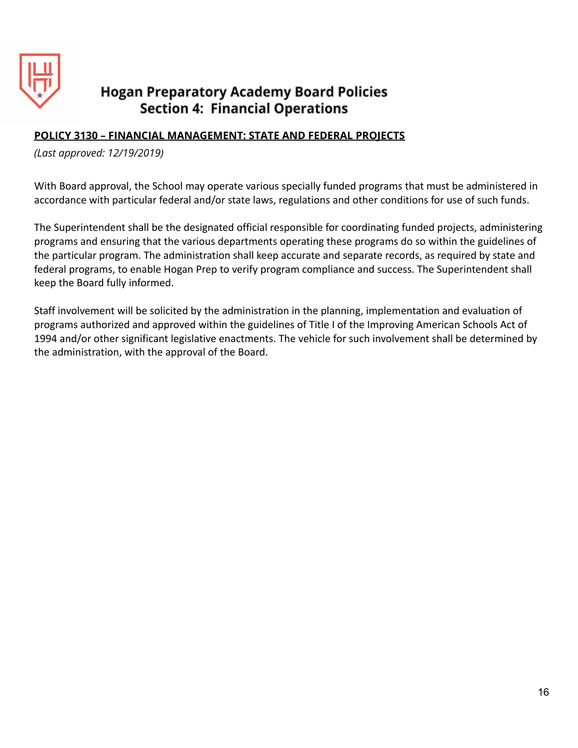# Hogan Preparatory Academy Board Policies
## Section 4: Financial Operations

**POLICY 3130 – FINANCIAL MANAGEMENT: STATE AND FEDERAL PROJECTS**

*(Last approved: 12/19/2019)*

With Board approval, the School may operate various specially funded programs that must be administered in accordance with particular federal and/or state laws, regulations and other conditions for use of such funds.

The Superintendent shall be the designated official responsible for coordinating funded projects, administering programs and ensuring that the various departments operating these programs do so within the guidelines of the particular program. The administration shall keep accurate and separate records, as required by state and federal programs, to enable Hogan Prep to verify program compliance and success. The Superintendent shall keep the Board fully informed.

Staff involvement will be solicited by the administration in the planning, implementation and evaluation of programs authorized and approved within the guidelines of Title I of the Improving American Schools Act of 1994 and/or other significant legislative enactments. The vehicle for such involvement shall be determined by the administration, with the approval of the Board.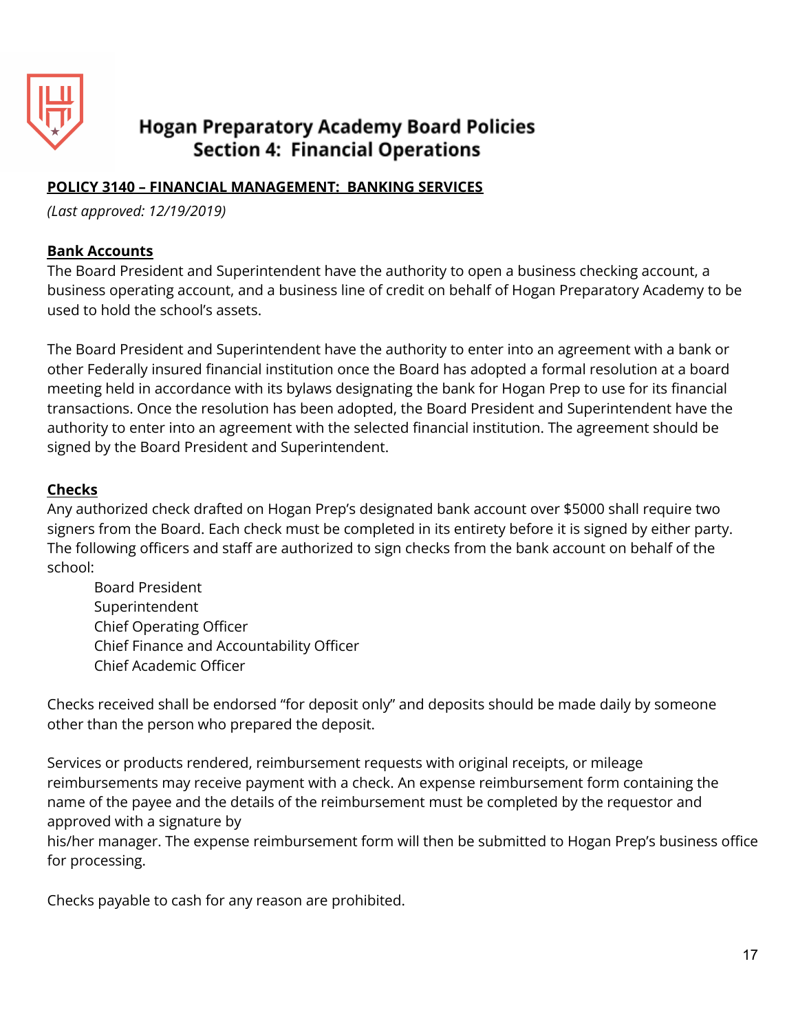# Hogan Preparatory Academy Board Policies
## Section 4: Financial Operations

**POLICY 3140 – FINANCIAL MANAGEMENT: BANKING SERVICES**

*(Last approved: 12/19/2019)*

**Bank Accounts**

The Board President and Superintendent have the authority to open a business checking account, a business operating account, and a business line of credit on behalf of Hogan Preparatory Academy to be used to hold the school's assets.

The Board President and Superintendent have the authority to enter into an agreement with a bank or other Federally insured financial institution once the Board has adopted a formal resolution at a board meeting held in accordance with its bylaws designating the bank for Hogan Prep to use for its financial transactions. Once the resolution has been adopted, the Board President and Superintendent have the authority to enter into an agreement with the selected financial institution. The agreement should be signed by the Board President and Superintendent.

**Checks**

Any authorized check drafted on Hogan Prep's designated bank account over $5000 shall require two signers from the Board. Each check must be completed in its entirety before it is signed by either party. The following officers and staff are authorized to sign checks from the bank account on behalf of the school:

- Board President
- Superintendent
- Chief Operating Officer
- Chief Finance and Accountability Officer
- Chief Academic Officer

Checks received shall be endorsed "for deposit only" and deposits should be made daily by someone other than the person who prepared the deposit.

Services or products rendered, reimbursement requests with original receipts, or mileage reimbursements may receive payment with a check. An expense reimbursement form containing the name of the payee and the details of the reimbursement must be completed by the requestor and approved with a signature by his/her manager. The expense reimbursement form will then be submitted to Hogan Prep's business office for processing.

Checks payable to cash for any reason are prohibited.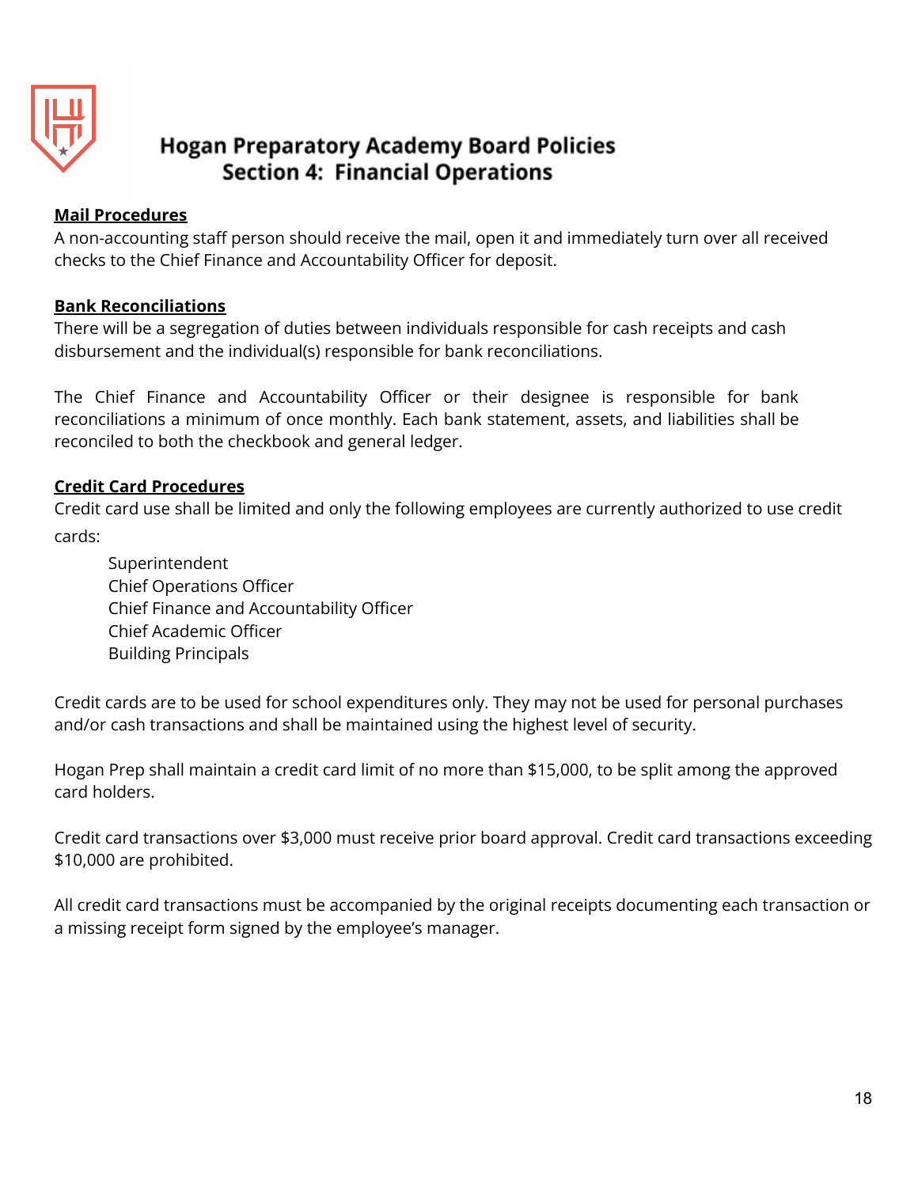# Hogan Preparatory Academy Board Policies
## Section 4: Financial Operations

**Mail Procedures**

A non-accounting staff person should receive the mail, open it and immediately turn over all received checks to the Chief Finance and Accountability Officer for deposit.

**Bank Reconciliations**

There will be a segregation of duties between individuals responsible for cash receipts and cash disbursement and the individual(s) responsible for bank reconciliations.

The Chief Finance and Accountability Officer or their designee is responsible for bank reconciliations a minimum of once monthly. Each bank statement, assets, and liabilities shall be reconciled to both the checkbook and general ledger.

**Credit Card Procedures**

Credit card use shall be limited and only the following employees are currently authorized to use credit cards:

- Superintendent
- Chief Operations Officer
- Chief Finance and Accountability Officer
- Chief Academic Officer
- Building Principals

Credit cards are to be used for school expenditures only. They may not be used for personal purchases and/or cash transactions and shall be maintained using the highest level of security.

Hogan Prep shall maintain a credit card limit of no more than $15,000, to be split among the approved card holders.

Credit card transactions over $3,000 must receive prior board approval. Credit card transactions exceeding $10,000 are prohibited.

All credit card transactions must be accompanied by the original receipts documenting each transaction or a missing receipt form signed by the employee's manager.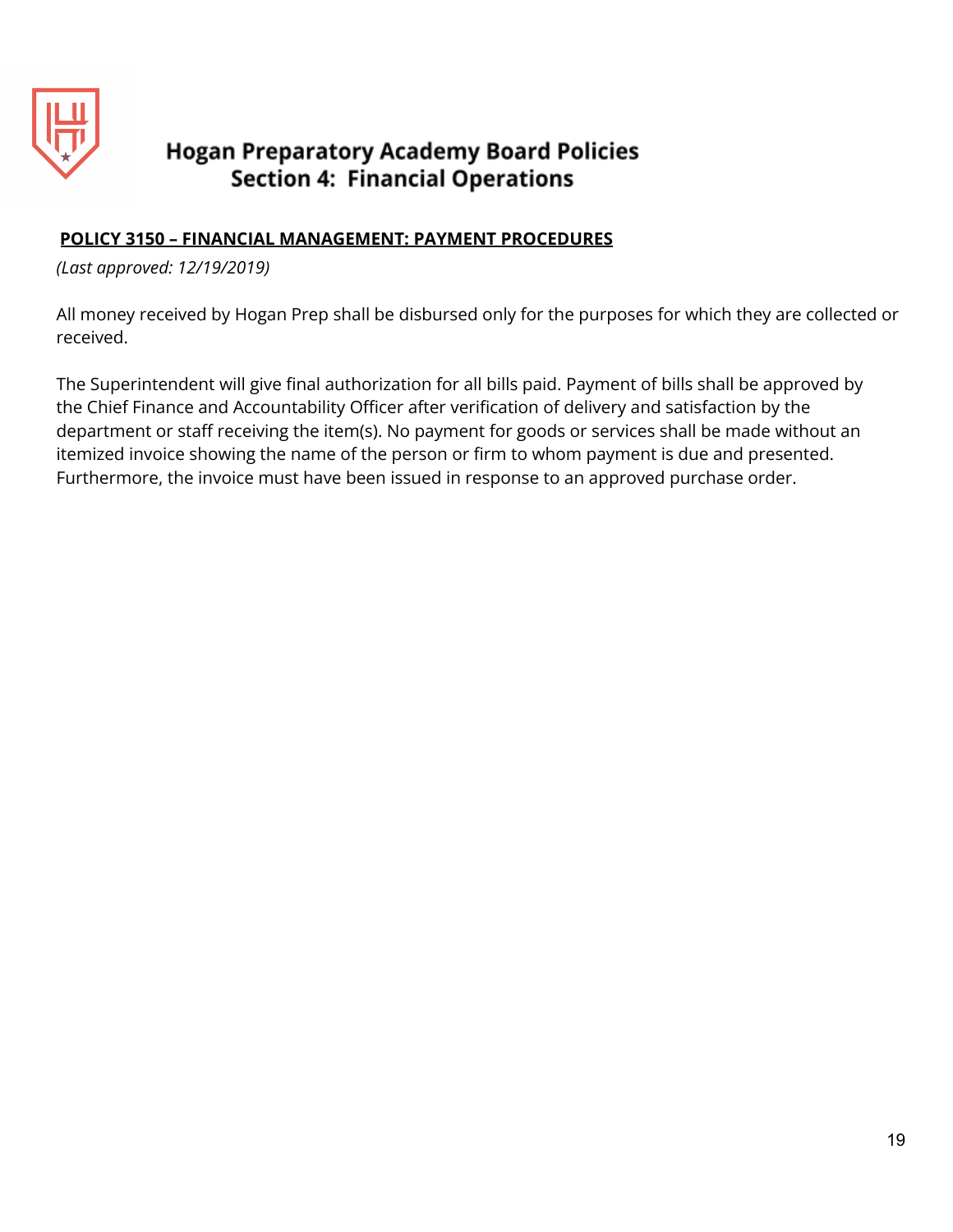# Hogan Preparatory Academy Board Policies
## Section 4: Financial Operations

### **POLICY 3150 – FINANCIAL MANAGEMENT: PAYMENT PROCEDURES**

*(Last approved: 12/19/2019)*

All money received by Hogan Prep shall be disbursed only for the purposes for which they are collected or received.

The Superintendent will give final authorization for all bills paid. Payment of bills shall be approved by the Chief Finance and Accountability Officer after verification of delivery and satisfaction by the department or staff receiving the item(s). No payment for goods or services shall be made without an itemized invoice showing the name of the person or firm to whom payment is due and presented. Furthermore, the invoice must have been issued in response to an approved purchase order.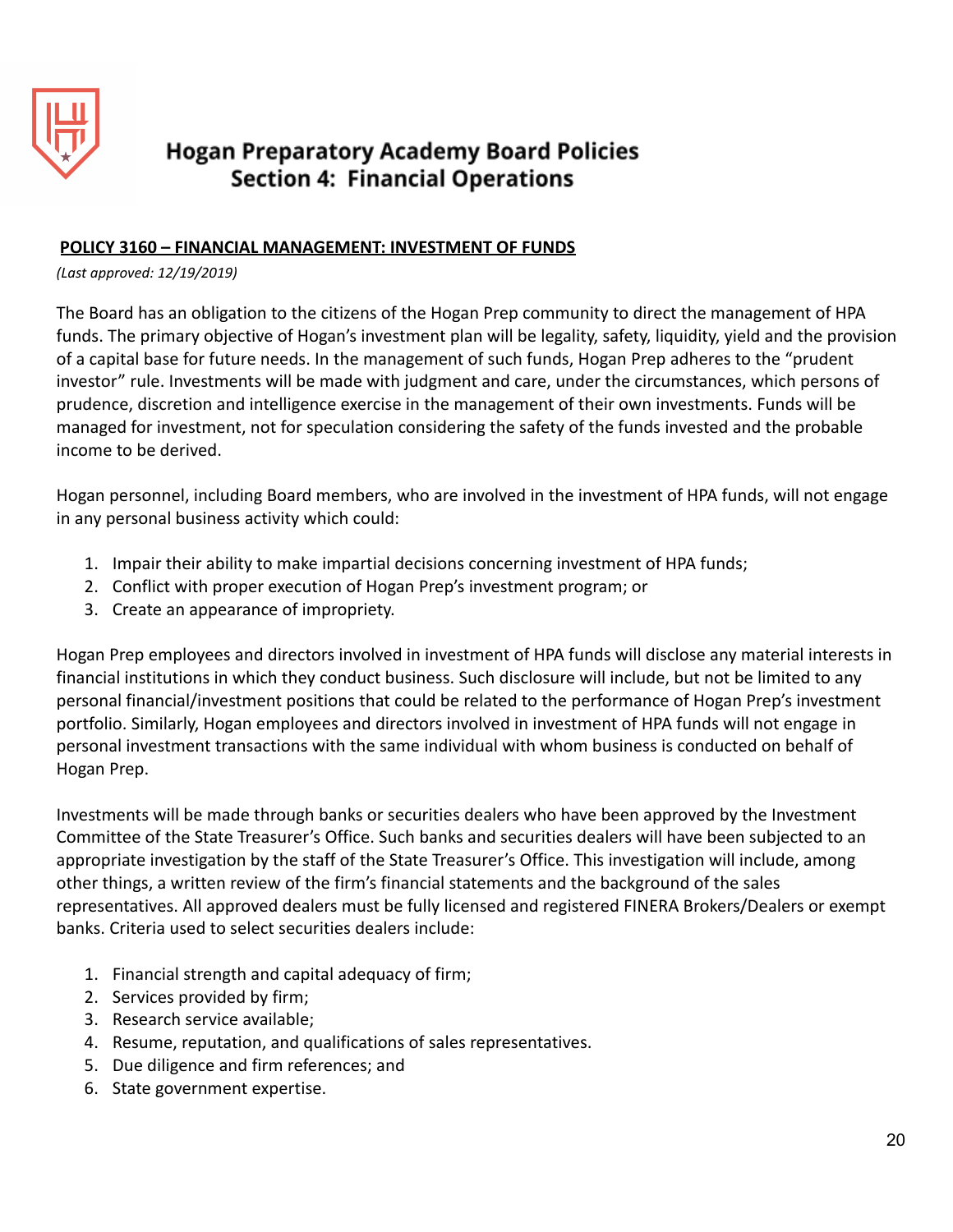# Hogan Preparatory Academy Board Policies
## Section 4: Financial Operations

**POLICY 3160 – FINANCIAL MANAGEMENT: INVESTMENT OF FUNDS**

*(Last approved: 12/19/2019)*

The Board has an obligation to the citizens of the Hogan Prep community to direct the management of HPA funds. The primary objective of Hogan's investment plan will be legality, safety, liquidity, yield and the provision of a capital base for future needs. In the management of such funds, Hogan Prep adheres to the "prudent investor" rule. Investments will be made with judgment and care, under the circumstances, which persons of prudence, discretion and intelligence exercise in the management of their own investments. Funds will be managed for investment, not for speculation considering the safety of the funds invested and the probable income to be derived.

Hogan personnel, including Board members, who are involved in the investment of HPA funds, will not engage in any personal business activity which could:

1. Impair their ability to make impartial decisions concerning investment of HPA funds;
2. Conflict with proper execution of Hogan Prep's investment program; or
3. Create an appearance of impropriety.

Hogan Prep employees and directors involved in investment of HPA funds will disclose any material interests in financial institutions in which they conduct business. Such disclosure will include, but not be limited to any personal financial/investment positions that could be related to the performance of Hogan Prep's investment portfolio. Similarly, Hogan employees and directors involved in investment of HPA funds will not engage in personal investment transactions with the same individual with whom business is conducted on behalf of Hogan Prep.

Investments will be made through banks or securities dealers who have been approved by the Investment Committee of the State Treasurer's Office. Such banks and securities dealers will have been subjected to an appropriate investigation by the staff of the State Treasurer's Office. This investigation will include, among other things, a written review of the firm's financial statements and the background of the sales representatives. All approved dealers must be fully licensed and registered FINERA Brokers/Dealers or exempt banks. Criteria used to select securities dealers include:

1. Financial strength and capital adequacy of firm;
2. Services provided by firm;
3. Research service available;
4. Resume, reputation, and qualifications of sales representatives.
5. Due diligence and firm references; and
6. State government expertise.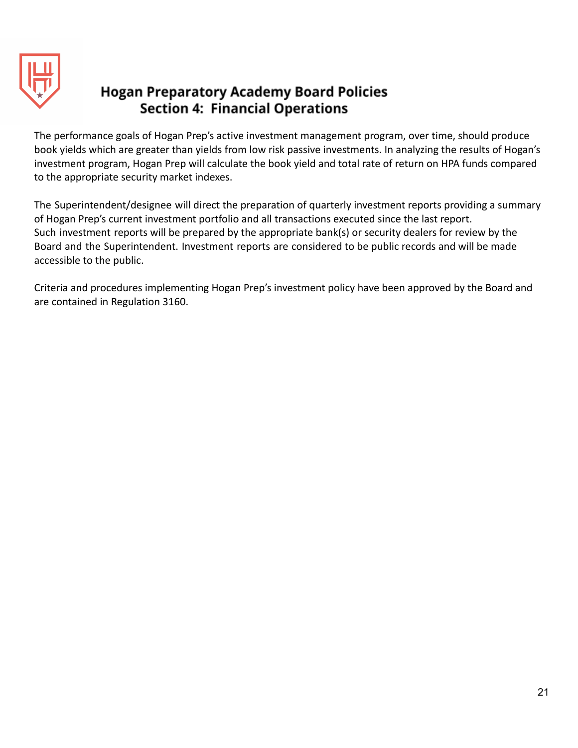The performance goals of Hogan Prep's active investment management program, over time, should produce book yields which are greater than yields from low risk passive investments. In analyzing the results of Hogan's investment program, Hogan Prep will calculate the book yield and total rate of return on HPA funds compared to the appropriate security market indexes.

The Superintendent/designee will direct the preparation of quarterly investment reports providing a summary of Hogan Prep's current investment portfolio and all transactions executed since the last report. Such investment reports will be prepared by the appropriate bank(s) or security dealers for review by the Board and the Superintendent. Investment reports are considered to be public records and will be made accessible to the public.

Criteria and procedures implementing Hogan Prep's investment policy have been approved by the Board and are contained in Regulation 3160.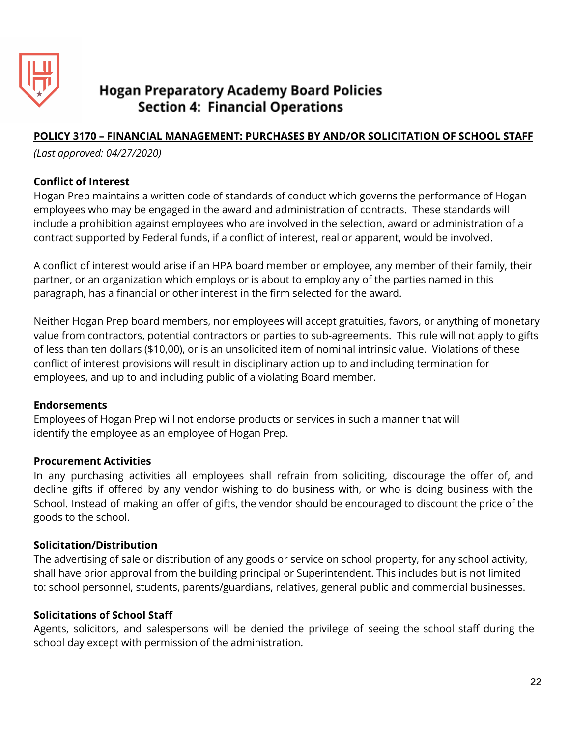# Hogan Preparatory Academy Board Policies
## Section 4: Financial Operations

**POLICY 3170 – FINANCIAL MANAGEMENT: PURCHASES BY AND/OR SOLICITATION OF SCHOOL STAFF**

*(Last approved: 04/27/2020)*

**Conflict of Interest**

Hogan Prep maintains a written code of standards of conduct which governs the performance of Hogan employees who may be engaged in the award and administration of contracts. These standards will include a prohibition against employees who are involved in the selection, award or administration of a contract supported by Federal funds, if a conflict of interest, real or apparent, would be involved.

A conflict of interest would arise if an HPA board member or employee, any member of their family, their partner, or an organization which employs or is about to employ any of the parties named in this paragraph, has a financial or other interest in the firm selected for the award.

Neither Hogan Prep board members, nor employees will accept gratuities, favors, or anything of monetary value from contractors, potential contractors or parties to sub-agreements. This rule will not apply to gifts of less than ten dollars ($10,00), or is an unsolicited item of nominal intrinsic value. Violations of these conflict of interest provisions will result in disciplinary action up to and including termination for employees, and up to and including public of a violating Board member.

**Endorsements**

Employees of Hogan Prep will not endorse products or services in such a manner that will identify the employee as an employee of Hogan Prep.

**Procurement Activities**

In any purchasing activities all employees shall refrain from soliciting, discourage the offer of, and decline gifts if offered by any vendor wishing to do business with, or who is doing business with the School. Instead of making an offer of gifts, the vendor should be encouraged to discount the price of the goods to the school.

**Solicitation/Distribution**

The advertising of sale or distribution of any goods or service on school property, for any school activity, shall have prior approval from the building principal or Superintendent. This includes but is not limited to: school personnel, students, parents/guardians, relatives, general public and commercial businesses.

**Solicitations of School Staff**

Agents, solicitors, and salespersons will be denied the privilege of seeing the school staff during the school day except with permission of the administration.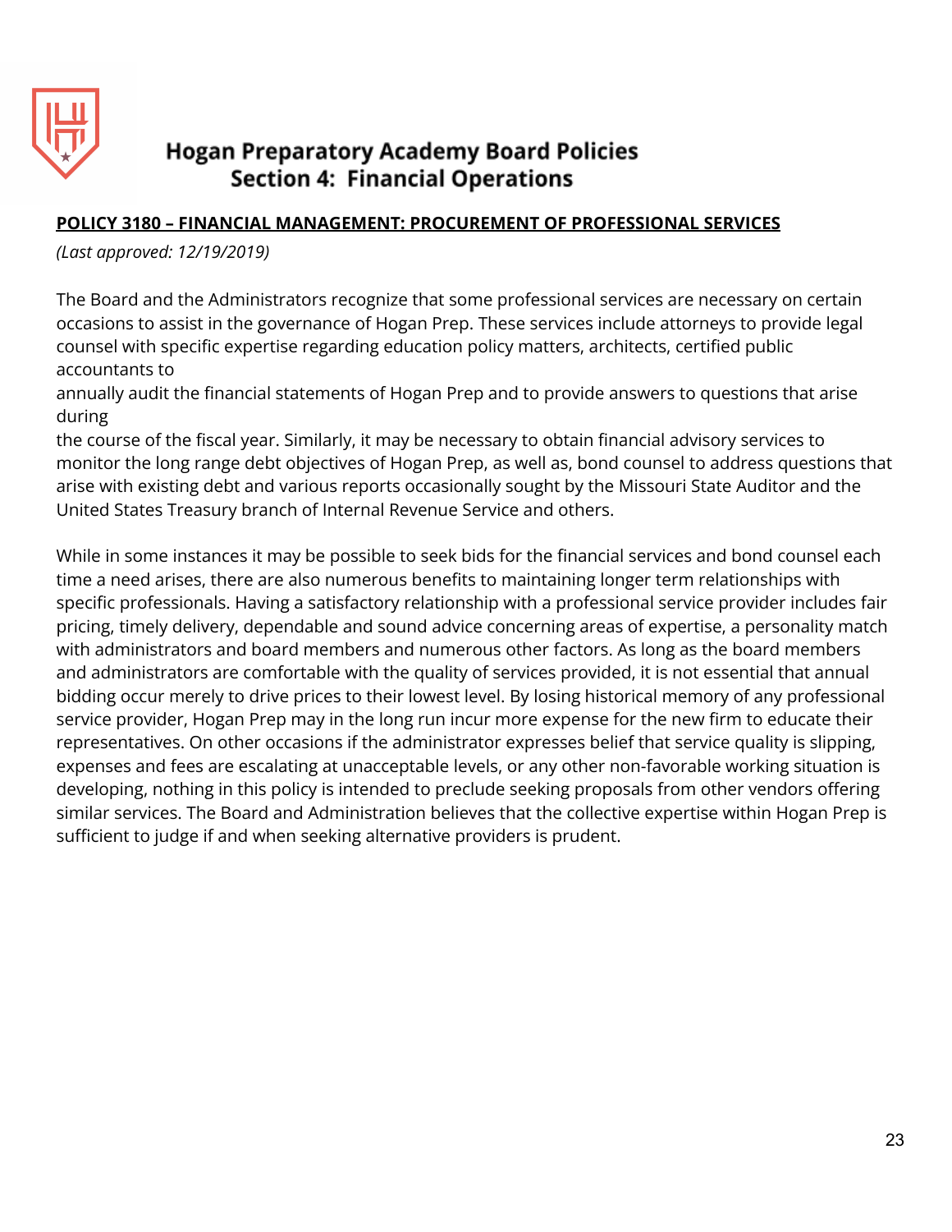# Hogan Preparatory Academy Board Policies
## Section 4: Financial Operations

**POLICY 3180 – FINANCIAL MANAGEMENT: PROCUREMENT OF PROFESSIONAL SERVICES**

*(Last approved: 12/19/2019)*

The Board and the Administrators recognize that some professional services are necessary on certain occasions to assist in the governance of Hogan Prep. These services include attorneys to provide legal counsel with specific expertise regarding education policy matters, architects, certified public accountants to annually audit the financial statements of Hogan Prep and to provide answers to questions that arise during the course of the fiscal year. Similarly, it may be necessary to obtain financial advisory services to monitor the long range debt objectives of Hogan Prep, as well as, bond counsel to address questions that arise with existing debt and various reports occasionally sought by the Missouri State Auditor and the United States Treasury branch of Internal Revenue Service and others.

While in some instances it may be possible to seek bids for the financial services and bond counsel each time a need arises, there are also numerous benefits to maintaining longer term relationships with specific professionals. Having a satisfactory relationship with a professional service provider includes fair pricing, timely delivery, dependable and sound advice concerning areas of expertise, a personality match with administrators and board members and numerous other factors. As long as the board members and administrators are comfortable with the quality of services provided, it is not essential that annual bidding occur merely to drive prices to their lowest level. By losing historical memory of any professional service provider, Hogan Prep may in the long run incur more expense for the new firm to educate their representatives. On other occasions if the administrator expresses belief that service quality is slipping, expenses and fees are escalating at unacceptable levels, or any other non-favorable working situation is developing, nothing in this policy is intended to preclude seeking proposals from other vendors offering similar services. The Board and Administration believes that the collective expertise within Hogan Prep is sufficient to judge if and when seeking alternative providers is prudent.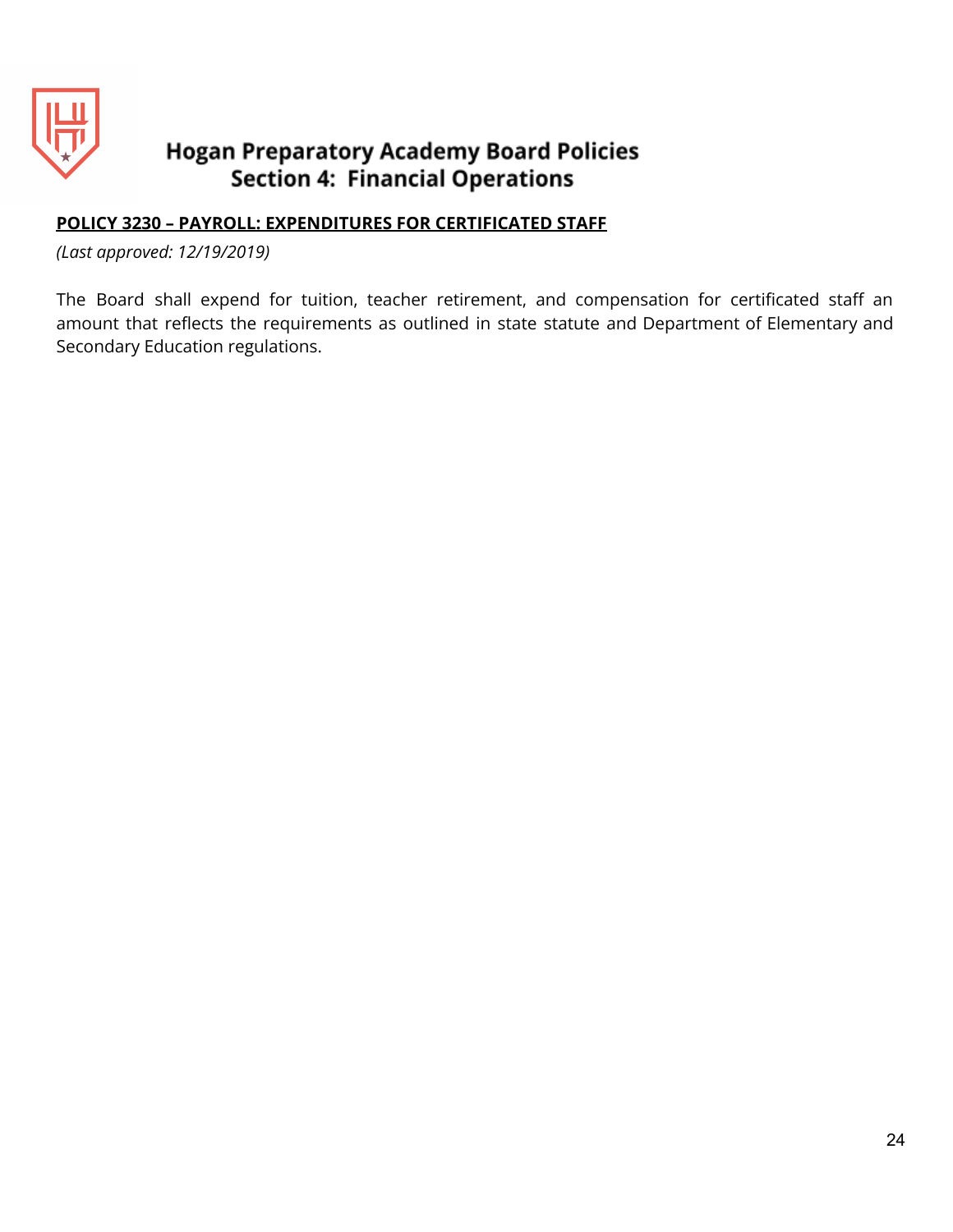# Hogan Preparatory Academy Board Policies
## Section 4: Financial Operations

**POLICY 3230 – PAYROLL: EXPENDITURES FOR CERTIFICATED STAFF**

*(Last approved: 12/19/2019)*

The Board shall expend for tuition, teacher retirement, and compensation for certificated staff an amount that reflects the requirements as outlined in state statute and Department of Elementary and Secondary Education regulations.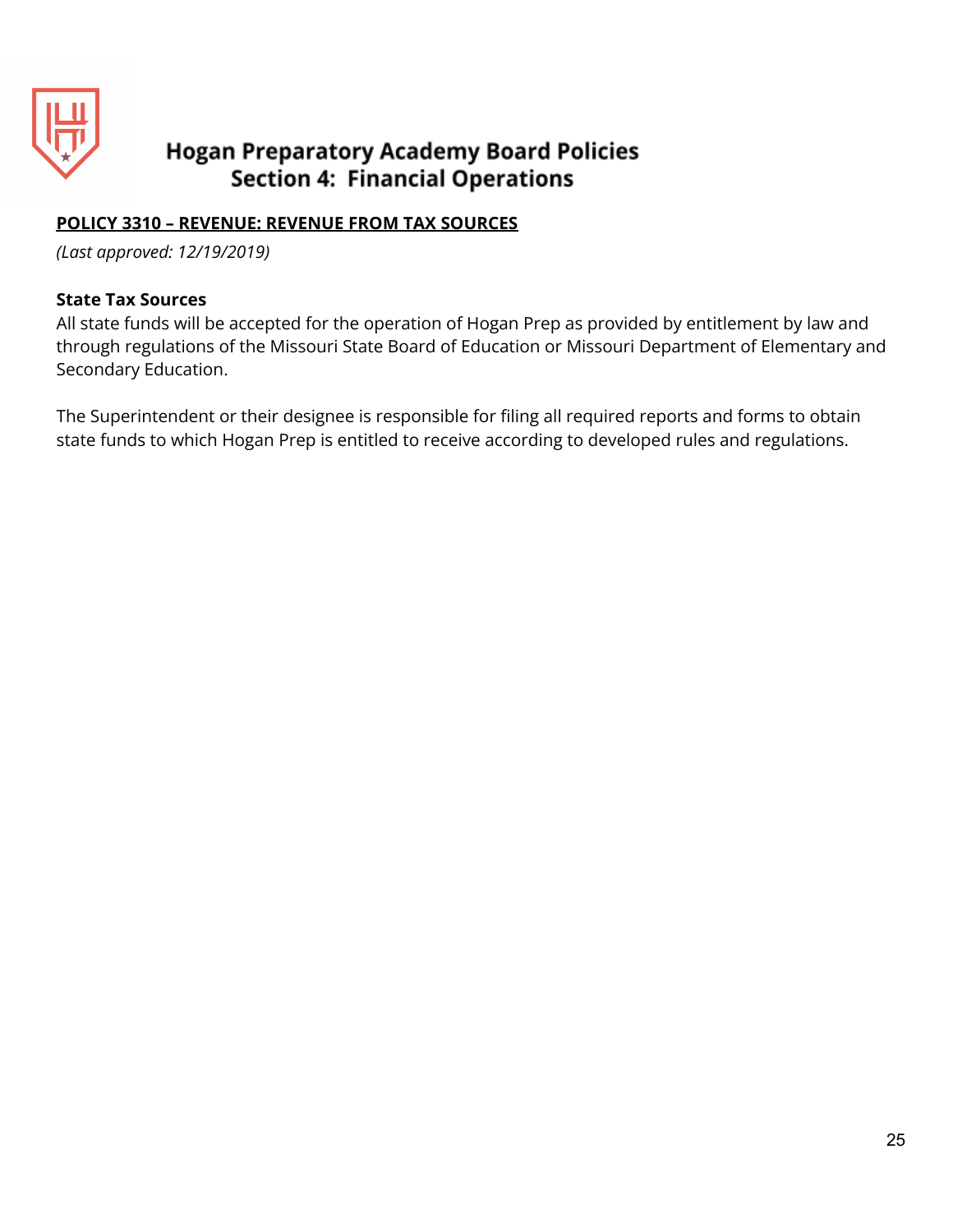## POLICY 3310 – REVENUE: REVENUE FROM TAX SOURCES

*(Last approved: 12/19/2019)*

**State Tax Sources**

All state funds will be accepted for the operation of Hogan Prep as provided by entitlement by law and through regulations of the Missouri State Board of Education or Missouri Department of Elementary and Secondary Education.

The Superintendent or their designee is responsible for filing all required reports and forms to obtain state funds to which Hogan Prep is entitled to receive according to developed rules and regulations.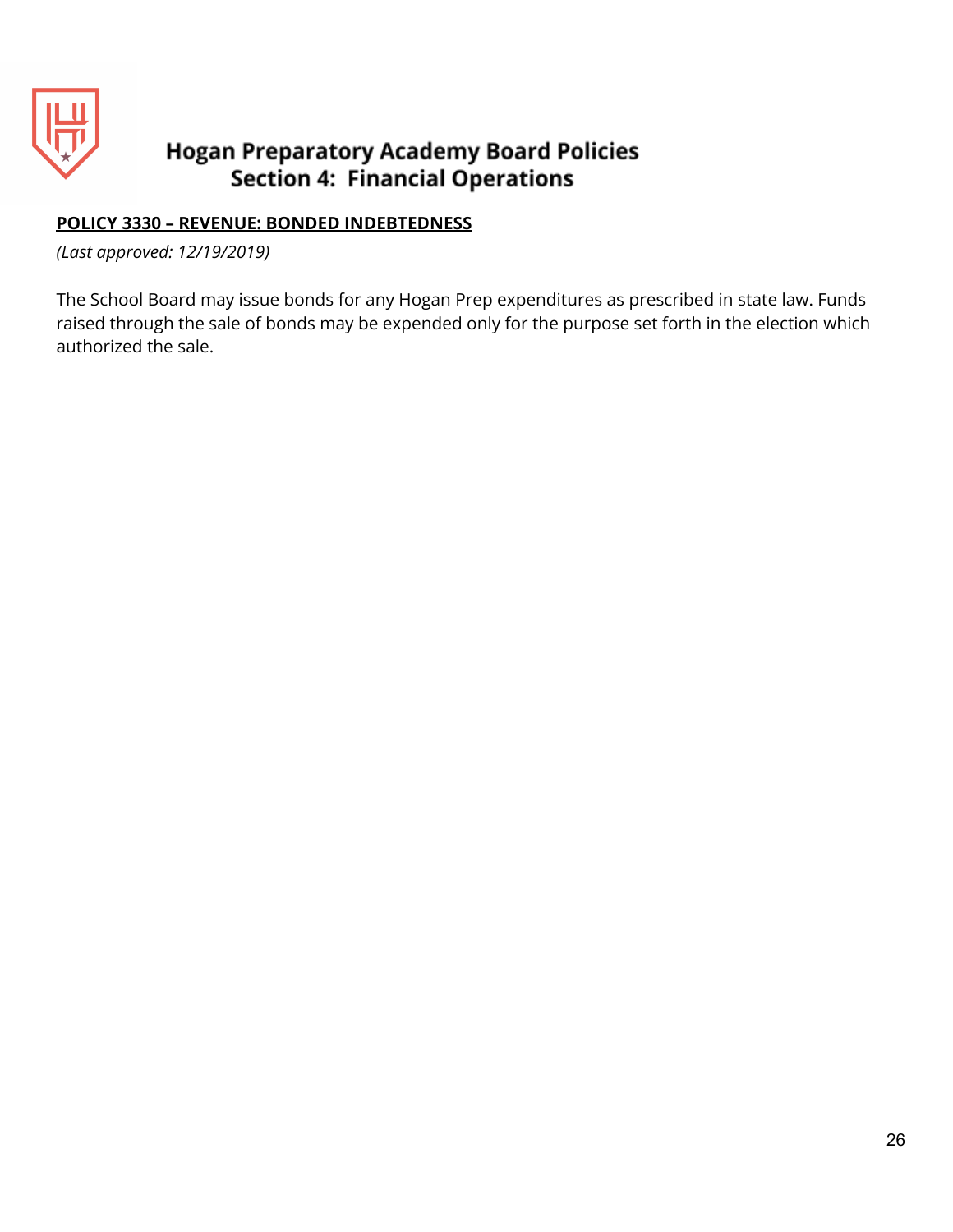# Hogan Preparatory Academy Board Policies
## Section 4: Financial Operations

**POLICY 3330 – REVENUE: BONDED INDEBTEDNESS**

*(Last approved: 12/19/2019)*

The School Board may issue bonds for any Hogan Prep expenditures as prescribed in state law. Funds raised through the sale of bonds may be expended only for the purpose set forth in the election which authorized the sale.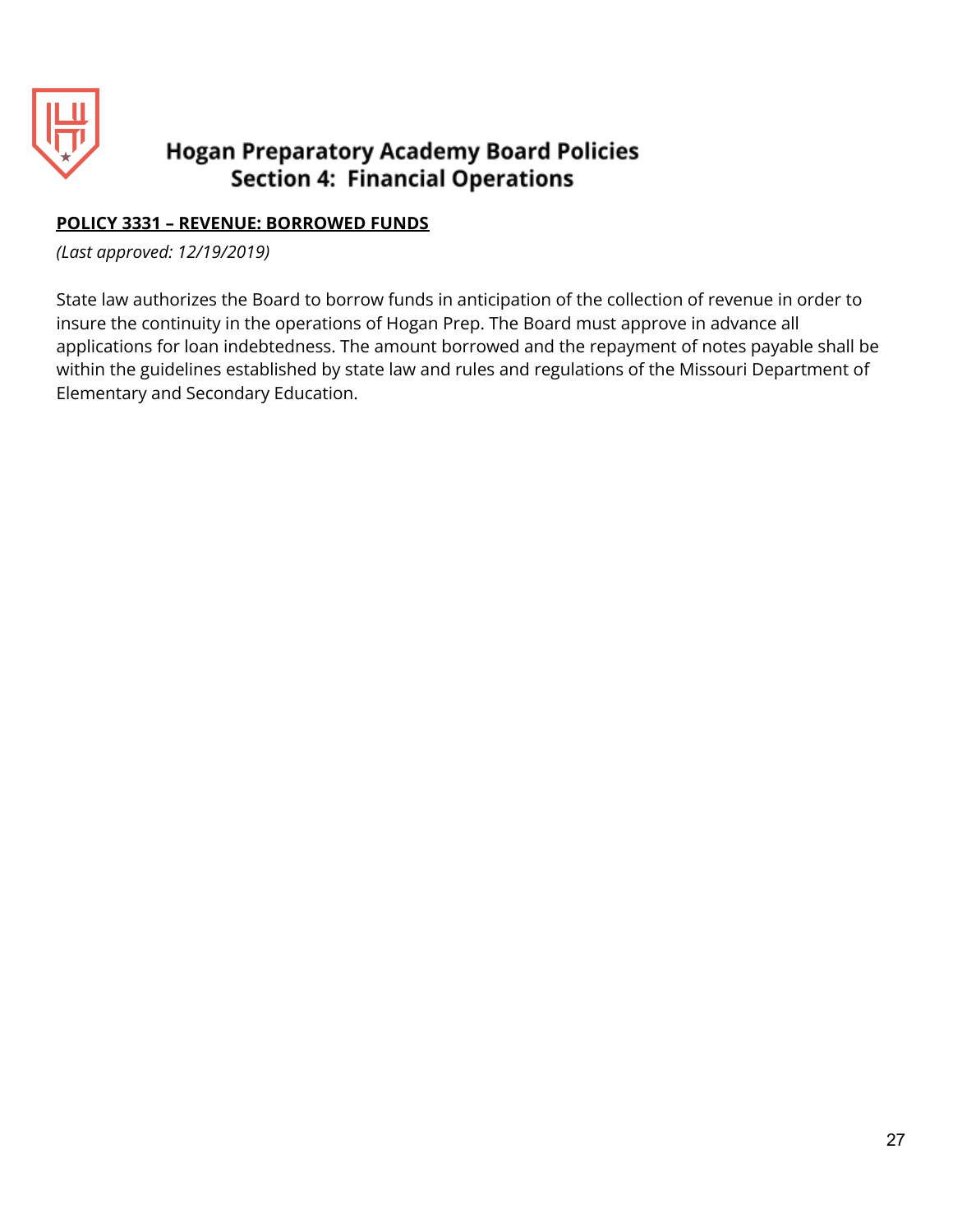**POLICY 3331 – REVENUE: BORROWED FUNDS**

*(Last approved: 12/19/2019)*

State law authorizes the Board to borrow funds in anticipation of the collection of revenue in order to insure the continuity in the operations of Hogan Prep. The Board must approve in advance all applications for loan indebtedness. The amount borrowed and the repayment of notes payable shall be within the guidelines established by state law and rules and regulations of the Missouri Department of Elementary and Secondary Education.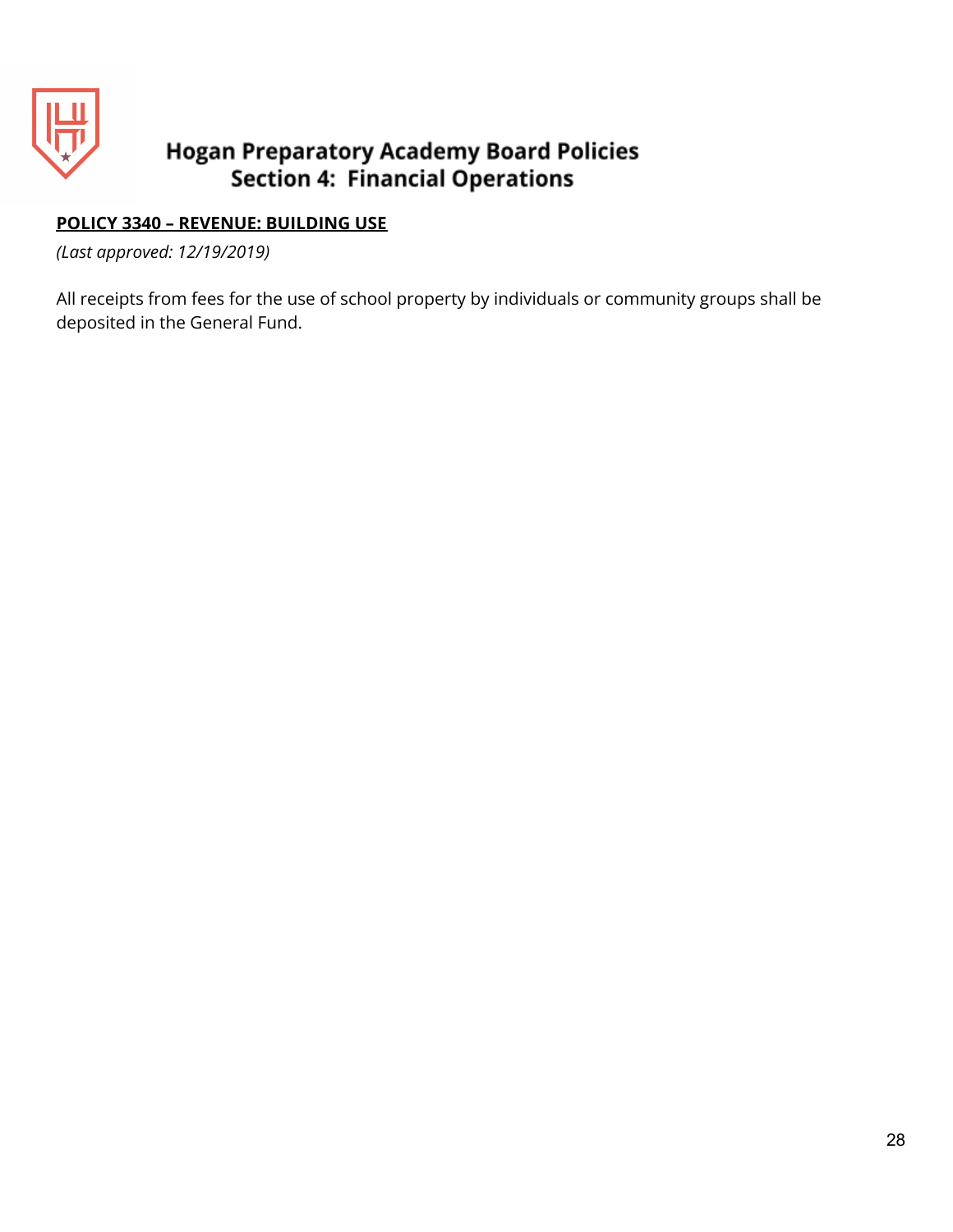**<u>POLICY 3340 – REVENUE: BUILDING USE</u>**

*(Last approved: 12/19/2019)*

All receipts from fees for the use of school property by individuals or community groups shall be deposited in the General Fund.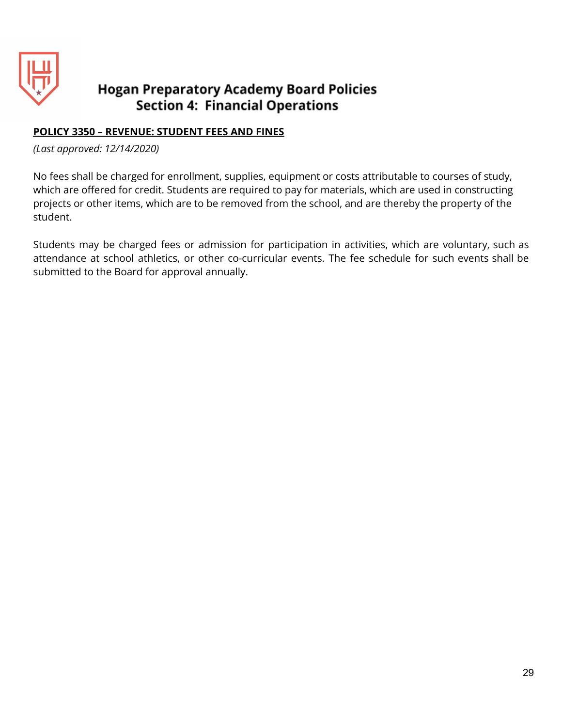# Hogan Preparatory Academy Board Policies
## Section 4: Financial Operations

**POLICY 3350 – REVENUE: STUDENT FEES AND FINES**

*(Last approved: 12/14/2020)*

No fees shall be charged for enrollment, supplies, equipment or costs attributable to courses of study, which are offered for credit. Students are required to pay for materials, which are used in constructing projects or other items, which are to be removed from the school, and are thereby the property of the student.

Students may be charged fees or admission for participation in activities, which are voluntary, such as attendance at school athletics, or other co-curricular events. The fee schedule for such events shall be submitted to the Board for approval annually.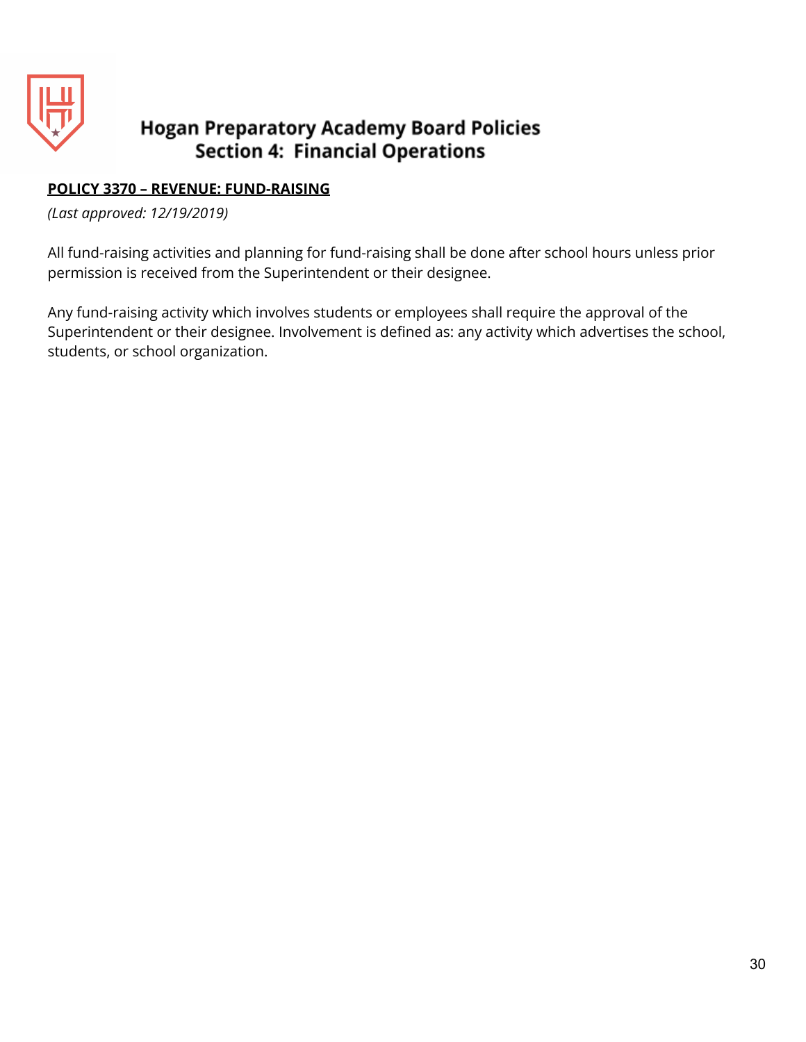# Hogan Preparatory Academy Board Policies
## Section 4: Financial Operations

**POLICY 3370 – REVENUE: FUND-RAISING**

*(Last approved: 12/19/2019)*

All fund-raising activities and planning for fund-raising shall be done after school hours unless prior permission is received from the Superintendent or their designee.

Any fund-raising activity which involves students or employees shall require the approval of the Superintendent or their designee. Involvement is defined as: any activity which advertises the school, students, or school organization.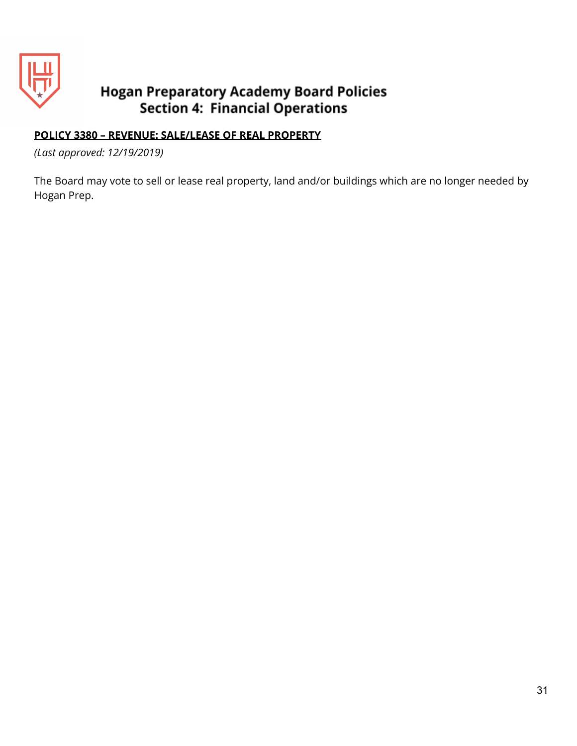**POLICY 3380 – REVENUE: SALE/LEASE OF REAL PROPERTY**

*(Last approved: 12/19/2019)*

The Board may vote to sell or lease real property, land and/or buildings which are no longer needed by Hogan Prep.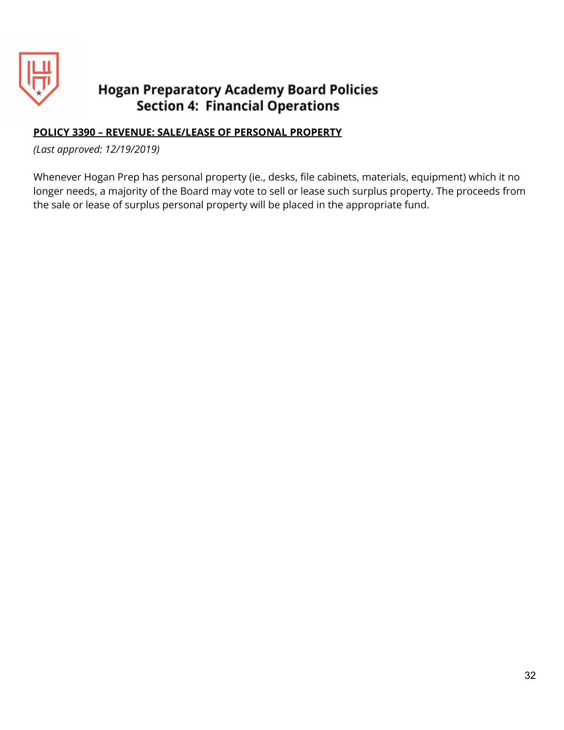# Hogan Preparatory Academy Board Policies
## Section 4: Financial Operations

**POLICY 3390 – REVENUE: SALE/LEASE OF PERSONAL PROPERTY**

*(Last approved: 12/19/2019)*

Whenever Hogan Prep has personal property (ie., desks, file cabinets, materials, equipment) which it no longer needs, a majority of the Board may vote to sell or lease such surplus property. The proceeds from the sale or lease of surplus personal property will be placed in the appropriate fund.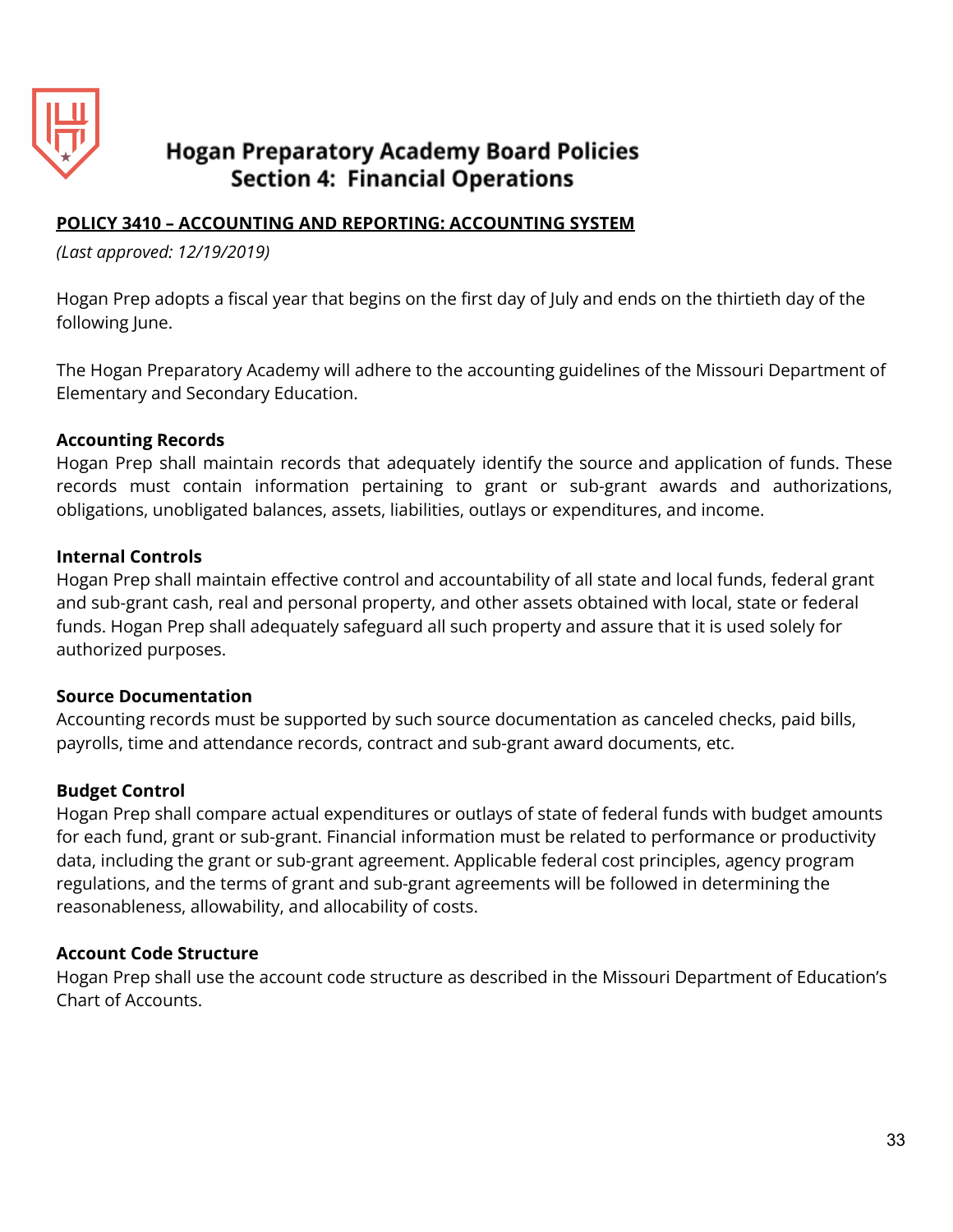# Hogan Preparatory Academy Board Policies
## Section 4: Financial Operations

**POLICY 3410 – ACCOUNTING AND REPORTING: ACCOUNTING SYSTEM**

*(Last approved: 12/19/2019)*

Hogan Prep adopts a fiscal year that begins on the first day of July and ends on the thirtieth day of the following June.

The Hogan Preparatory Academy will adhere to the accounting guidelines of the Missouri Department of Elementary and Secondary Education.

**Accounting Records**

Hogan Prep shall maintain records that adequately identify the source and application of funds. These records must contain information pertaining to grant or sub-grant awards and authorizations, obligations, unobligated balances, assets, liabilities, outlays or expenditures, and income.

**Internal Controls**

Hogan Prep shall maintain effective control and accountability of all state and local funds, federal grant and sub-grant cash, real and personal property, and other assets obtained with local, state or federal funds. Hogan Prep shall adequately safeguard all such property and assure that it is used solely for authorized purposes.

**Source Documentation**

Accounting records must be supported by such source documentation as canceled checks, paid bills, payrolls, time and attendance records, contract and sub-grant award documents, etc.

**Budget Control**

Hogan Prep shall compare actual expenditures or outlays of state of federal funds with budget amounts for each fund, grant or sub-grant. Financial information must be related to performance or productivity data, including the grant or sub-grant agreement. Applicable federal cost principles, agency program regulations, and the terms of grant and sub-grant agreements will be followed in determining the reasonableness, allowability, and allocability of costs.

**Account Code Structure**

Hogan Prep shall use the account code structure as described in the Missouri Department of Education's Chart of Accounts.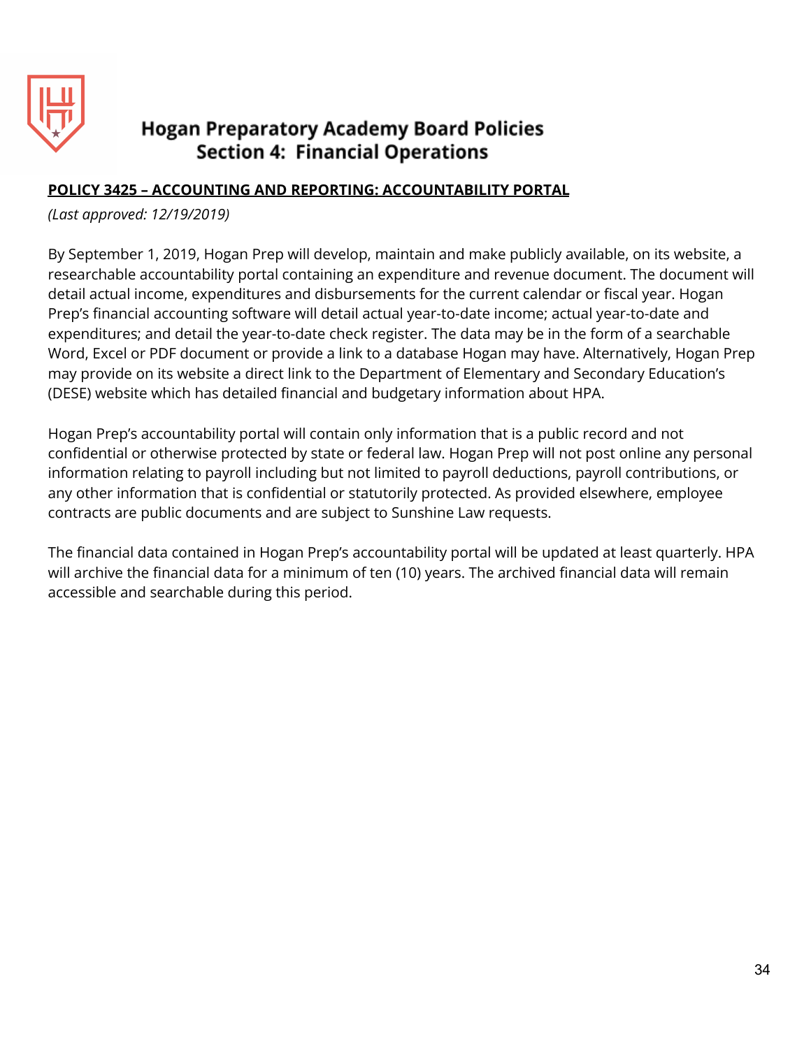# Hogan Preparatory Academy Board Policies
## Section 4: Financial Operations

**POLICY 3425 – ACCOUNTING AND REPORTING: ACCOUNTABILITY PORTAL**

*(Last approved: 12/19/2019)*

By September 1, 2019, Hogan Prep will develop, maintain and make publicly available, on its website, a researchable accountability portal containing an expenditure and revenue document. The document will detail actual income, expenditures and disbursements for the current calendar or fiscal year. Hogan Prep's financial accounting software will detail actual year-to-date income; actual year-to-date and expenditures; and detail the year-to-date check register. The data may be in the form of a searchable Word, Excel or PDF document or provide a link to a database Hogan may have. Alternatively, Hogan Prep may provide on its website a direct link to the Department of Elementary and Secondary Education's (DESE) website which has detailed financial and budgetary information about HPA.

Hogan Prep's accountability portal will contain only information that is a public record and not confidential or otherwise protected by state or federal law. Hogan Prep will not post online any personal information relating to payroll including but not limited to payroll deductions, payroll contributions, or any other information that is confidential or statutorily protected. As provided elsewhere, employee contracts are public documents and are subject to Sunshine Law requests.

The financial data contained in Hogan Prep's accountability portal will be updated at least quarterly. HPA will archive the financial data for a minimum of ten (10) years. The archived financial data will remain accessible and searchable during this period.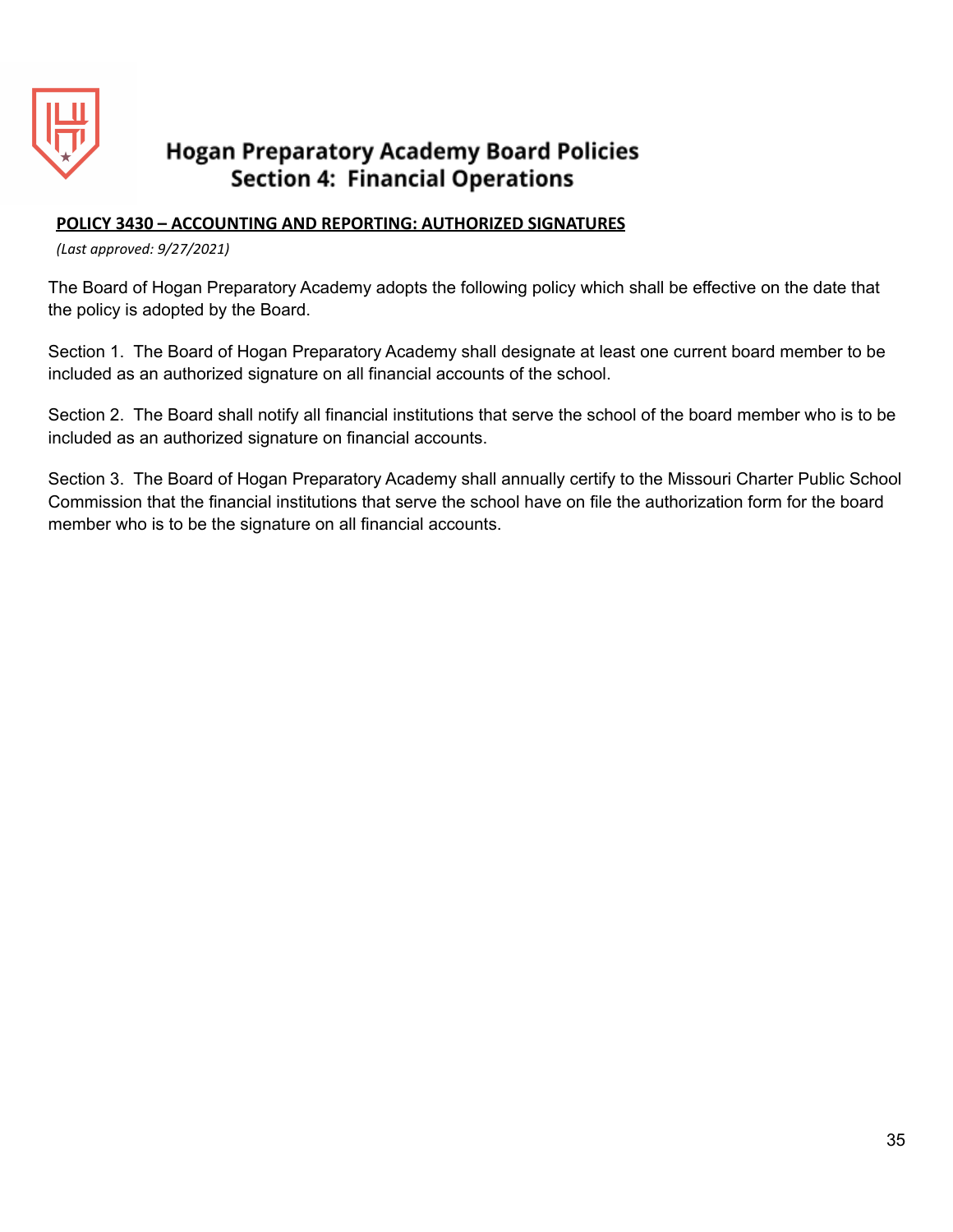# Hogan Preparatory Academy Board Policies
## Section 4: Financial Operations

**POLICY 3430 – ACCOUNTING AND REPORTING: AUTHORIZED SIGNATURES**

*(Last approved: 9/27/2021)*

The Board of Hogan Preparatory Academy adopts the following policy which shall be effective on the date that the policy is adopted by the Board.

Section 1. The Board of Hogan Preparatory Academy shall designate at least one current board member to be included as an authorized signature on all financial accounts of the school.

Section 2. The Board shall notify all financial institutions that serve the school of the board member who is to be included as an authorized signature on financial accounts.

Section 3. The Board of Hogan Preparatory Academy shall annually certify to the Missouri Charter Public School Commission that the financial institutions that serve the school have on file the authorization form for the board member who is to be the signature on all financial accounts.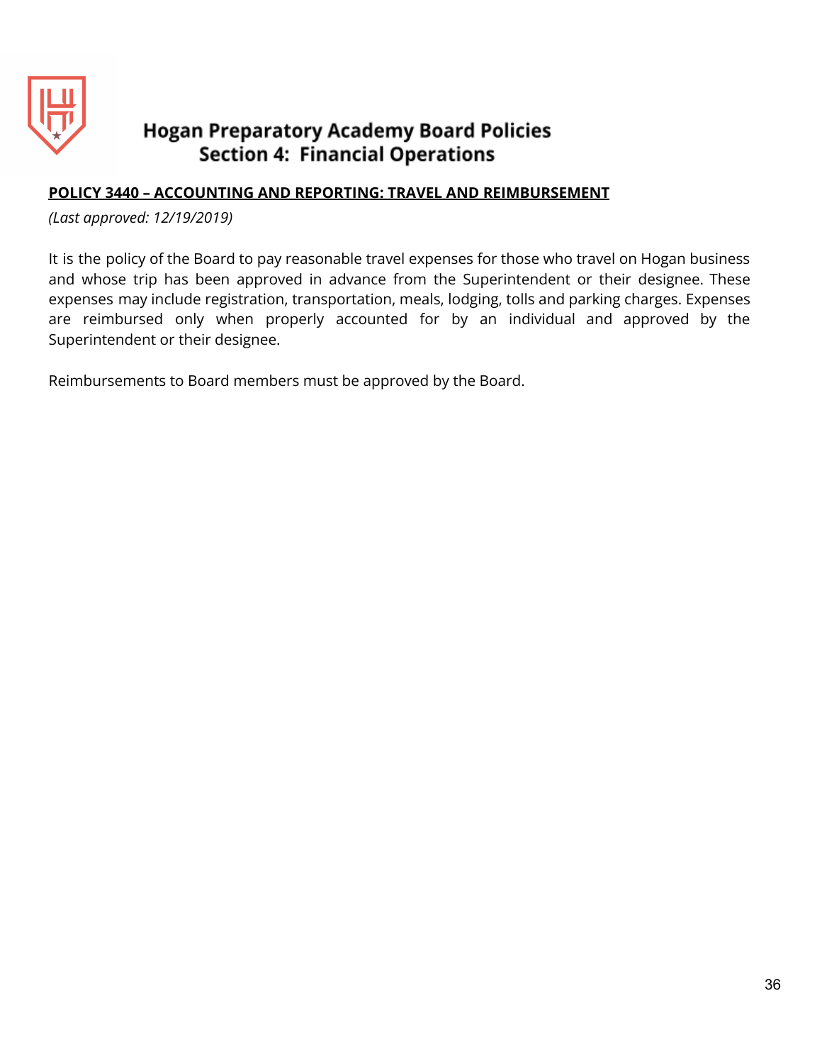# Hogan Preparatory Academy Board Policies
## Section 4: Financial Operations

### <u>POLICY 3440 – ACCOUNTING AND REPORTING: TRAVEL AND REIMBURSEMENT</u>

*(Last approved: 12/19/2019)*

It is the policy of the Board to pay reasonable travel expenses for those who travel on Hogan business and whose trip has been approved in advance from the Superintendent or their designee. These expenses may include registration, transportation, meals, lodging, tolls and parking charges. Expenses are reimbursed only when properly accounted for by an individual and approved by the Superintendent or their designee.

Reimbursements to Board members must be approved by the Board.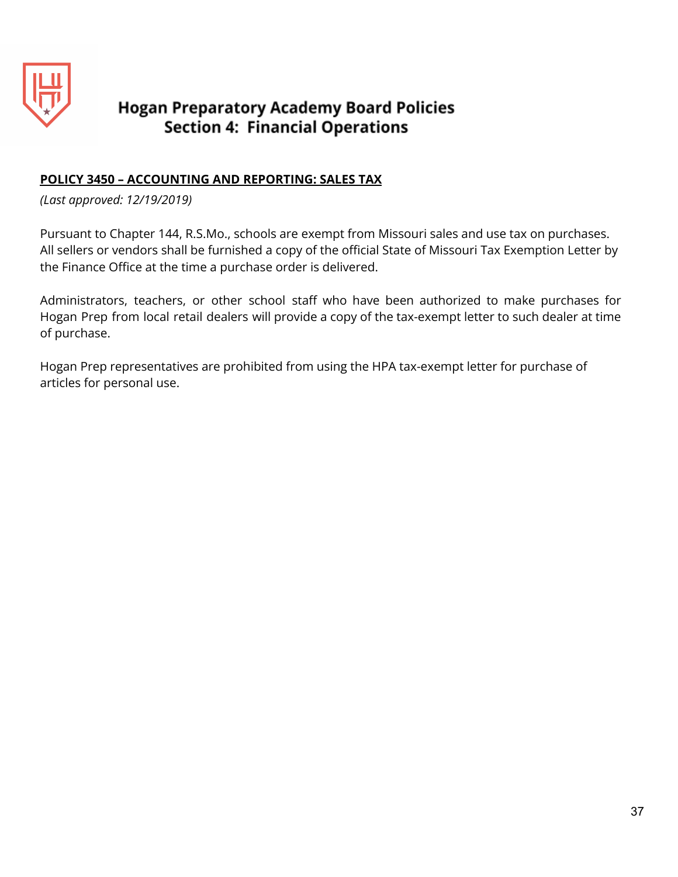# Hogan Preparatory Academy Board Policies
## Section 4: Financial Operations

**POLICY 3450 – ACCOUNTING AND REPORTING: SALES TAX**

*(Last approved: 12/19/2019)*

Pursuant to Chapter 144, R.S.Mo., schools are exempt from Missouri sales and use tax on purchases. All sellers or vendors shall be furnished a copy of the official State of Missouri Tax Exemption Letter by the Finance Office at the time a purchase order is delivered.

Administrators, teachers, or other school staff who have been authorized to make purchases for Hogan Prep from local retail dealers will provide a copy of the tax-exempt letter to such dealer at time of purchase.

Hogan Prep representatives are prohibited from using the HPA tax-exempt letter for purchase of articles for personal use.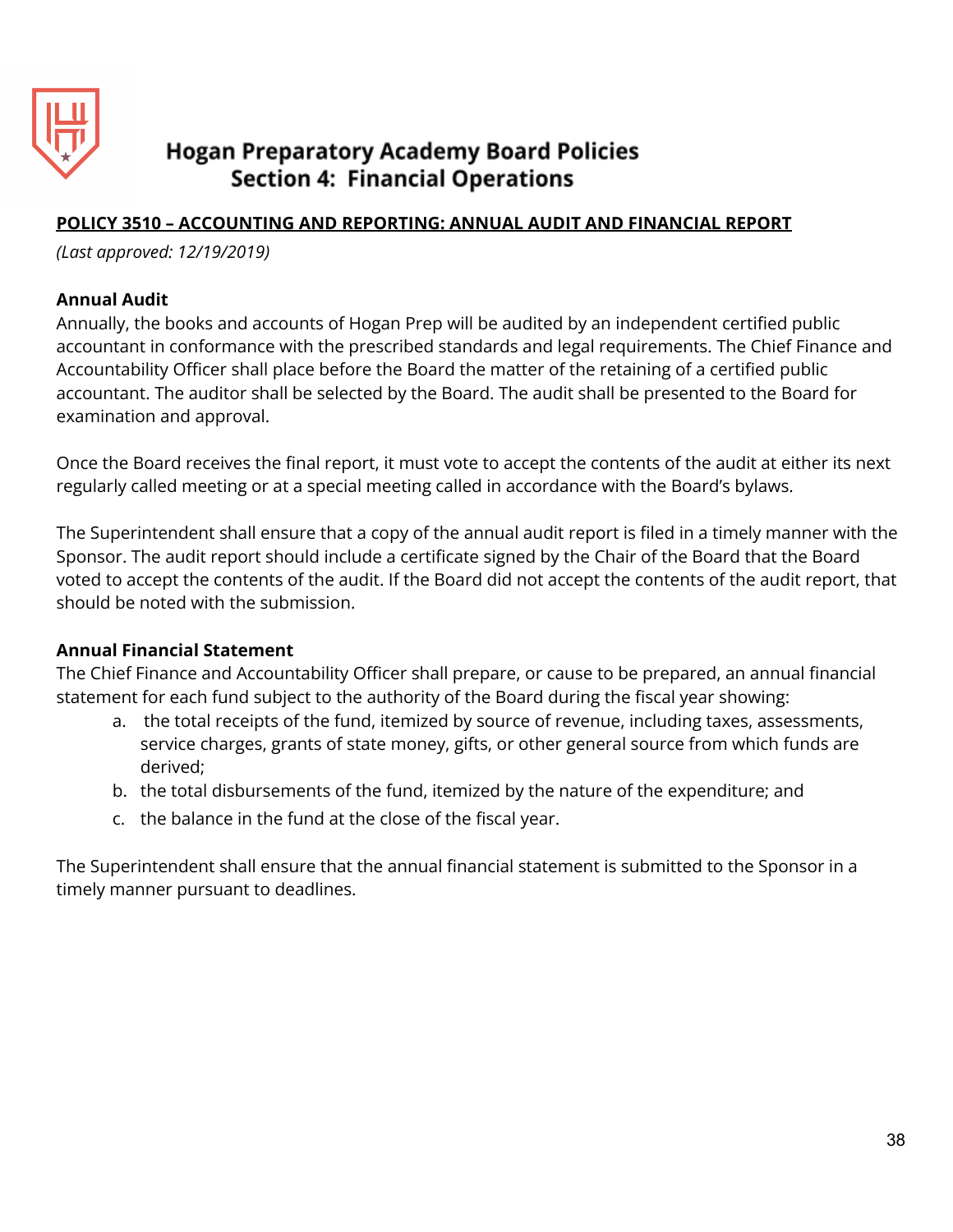# Hogan Preparatory Academy Board Policies
## Section 4: Financial Operations

**POLICY 3510 – ACCOUNTING AND REPORTING: ANNUAL AUDIT AND FINANCIAL REPORT**

*(Last approved: 12/19/2019)*

**Annual Audit**

Annually, the books and accounts of Hogan Prep will be audited by an independent certified public accountant in conformance with the prescribed standards and legal requirements. The Chief Finance and Accountability Officer shall place before the Board the matter of the retaining of a certified public accountant. The auditor shall be selected by the Board. The audit shall be presented to the Board for examination and approval.

Once the Board receives the final report, it must vote to accept the contents of the audit at either its next regularly called meeting or at a special meeting called in accordance with the Board's bylaws.

The Superintendent shall ensure that a copy of the annual audit report is filed in a timely manner with the Sponsor. The audit report should include a certificate signed by the Chair of the Board that the Board voted to accept the contents of the audit. If the Board did not accept the contents of the audit report, that should be noted with the submission.

**Annual Financial Statement**

The Chief Finance and Accountability Officer shall prepare, or cause to be prepared, an annual financial statement for each fund subject to the authority of the Board during the fiscal year showing:

a. the total receipts of the fund, itemized by source of revenue, including taxes, assessments, service charges, grants of state money, gifts, or other general source from which funds are derived;
b. the total disbursements of the fund, itemized by the nature of the expenditure; and
c. the balance in the fund at the close of the fiscal year.

The Superintendent shall ensure that the annual financial statement is submitted to the Sponsor in a timely manner pursuant to deadlines.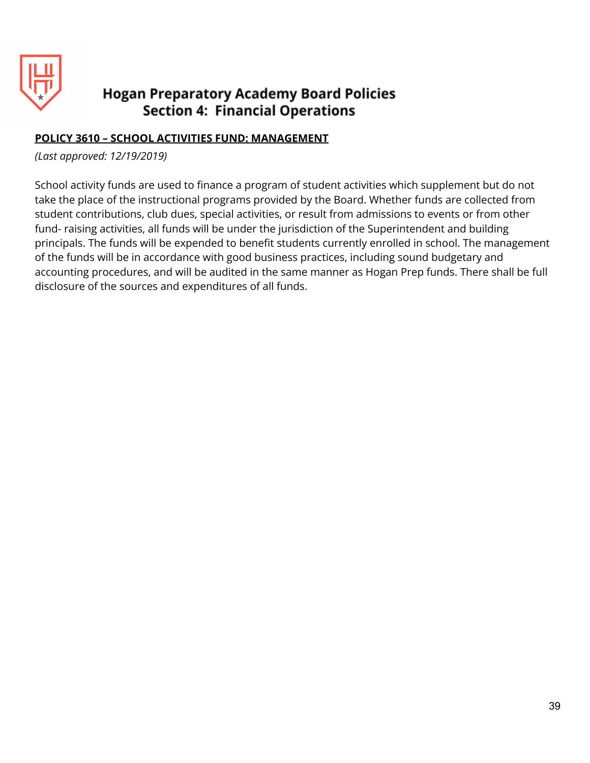# Hogan Preparatory Academy Board Policies
## Section 4: Financial Operations

**POLICY 3610 – SCHOOL ACTIVITIES FUND: MANAGEMENT**

*(Last approved: 12/19/2019)*

School activity funds are used to finance a program of student activities which supplement but do not take the place of the instructional programs provided by the Board. Whether funds are collected from student contributions, club dues, special activities, or result from admissions to events or from other fund- raising activities, all funds will be under the jurisdiction of the Superintendent and building principals. The funds will be expended to benefit students currently enrolled in school. The management of the funds will be in accordance with good business practices, including sound budgetary and accounting procedures, and will be audited in the same manner as Hogan Prep funds. There shall be full disclosure of the sources and expenditures of all funds.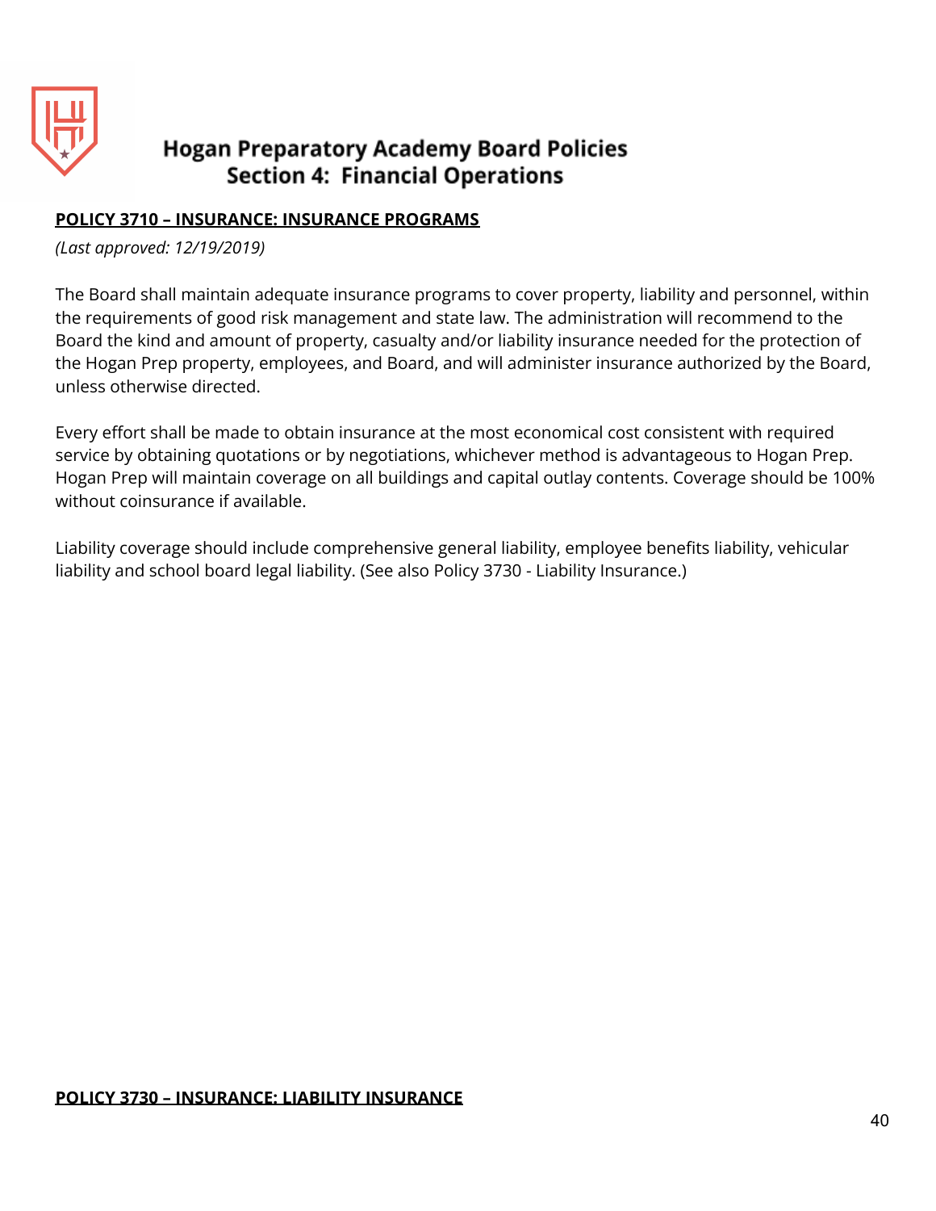# Hogan Preparatory Academy Board Policies
## Section 4: Financial Operations

**POLICY 3710 – INSURANCE: INSURANCE PROGRAMS**

*(Last approved: 12/19/2019)*

The Board shall maintain adequate insurance programs to cover property, liability and personnel, within the requirements of good risk management and state law. The administration will recommend to the Board the kind and amount of property, casualty and/or liability insurance needed for the protection of the Hogan Prep property, employees, and Board, and will administer insurance authorized by the Board, unless otherwise directed.

Every effort shall be made to obtain insurance at the most economical cost consistent with required service by obtaining quotations or by negotiations, whichever method is advantageous to Hogan Prep. Hogan Prep will maintain coverage on all buildings and capital outlay contents. Coverage should be 100% without coinsurance if available.

Liability coverage should include comprehensive general liability, employee benefits liability, vehicular liability and school board legal liability. (See also Policy 3730 - Liability Insurance.)

**POLICY 3730 – INSURANCE: LIABILITY INSURANCE**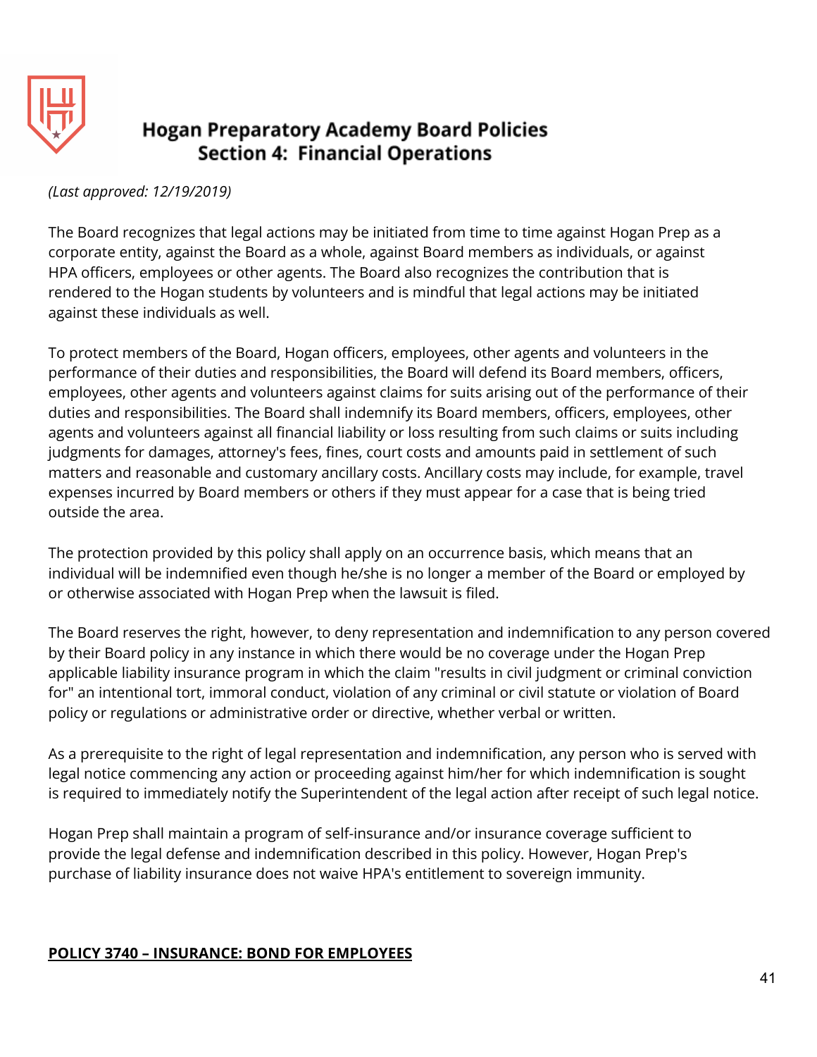# Hogan Preparatory Academy Board Policies
## Section 4: Financial Operations

*(Last approved: 12/19/2019)*

The Board recognizes that legal actions may be initiated from time to time against Hogan Prep as a corporate entity, against the Board as a whole, against Board members as individuals, or against HPA officers, employees or other agents. The Board also recognizes the contribution that is rendered to the Hogan students by volunteers and is mindful that legal actions may be initiated against these individuals as well.

To protect members of the Board, Hogan officers, employees, other agents and volunteers in the performance of their duties and responsibilities, the Board will defend its Board members, officers, employees, other agents and volunteers against claims for suits arising out of the performance of their duties and responsibilities. The Board shall indemnify its Board members, officers, employees, other agents and volunteers against all financial liability or loss resulting from such claims or suits including judgments for damages, attorney's fees, fines, court costs and amounts paid in settlement of such matters and reasonable and customary ancillary costs. Ancillary costs may include, for example, travel expenses incurred by Board members or others if they must appear for a case that is being tried outside the area.

The protection provided by this policy shall apply on an occurrence basis, which means that an individual will be indemnified even though he/she is no longer a member of the Board or employed by or otherwise associated with Hogan Prep when the lawsuit is filed.

The Board reserves the right, however, to deny representation and indemnification to any person covered by their Board policy in any instance in which there would be no coverage under the Hogan Prep applicable liability insurance program in which the claim "results in civil judgment or criminal conviction for" an intentional tort, immoral conduct, violation of any criminal or civil statute or violation of Board policy or regulations or administrative order or directive, whether verbal or written.

As a prerequisite to the right of legal representation and indemnification, any person who is served with legal notice commencing any action or proceeding against him/her for which indemnification is sought is required to immediately notify the Superintendent of the legal action after receipt of such legal notice.

Hogan Prep shall maintain a program of self-insurance and/or insurance coverage sufficient to provide the legal defense and indemnification described in this policy. However, Hogan Prep's purchase of liability insurance does not waive HPA's entitlement to sovereign immunity.

**POLICY 3740 – INSURANCE: BOND FOR EMPLOYEES**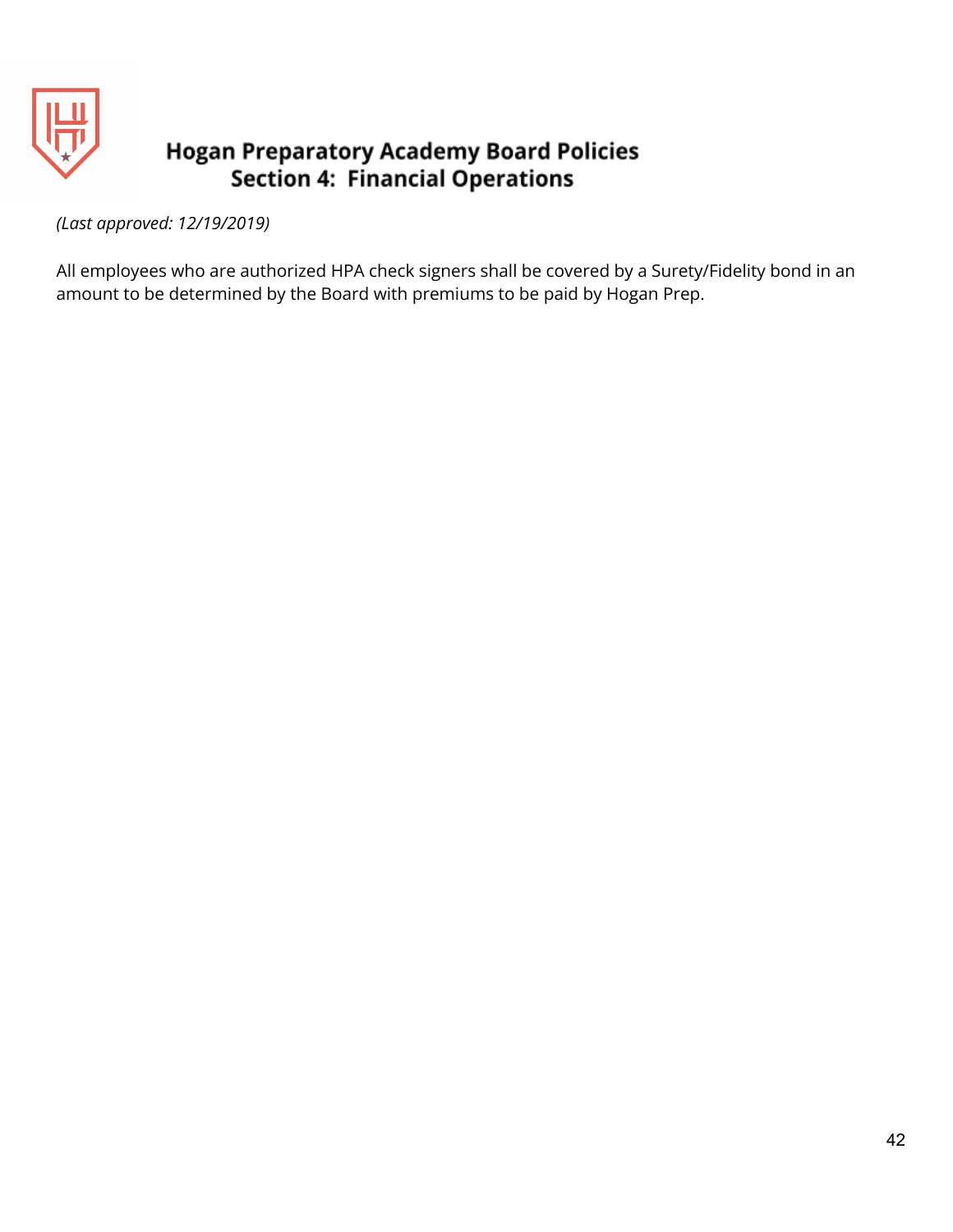# Hogan Preparatory Academy Board Policies
## Section 4: Financial Operations

*(Last approved: 12/19/2019)*

All employees who are authorized HPA check signers shall be covered by a Surety/Fidelity bond in an amount to be determined by the Board with premiums to be paid by Hogan Prep.